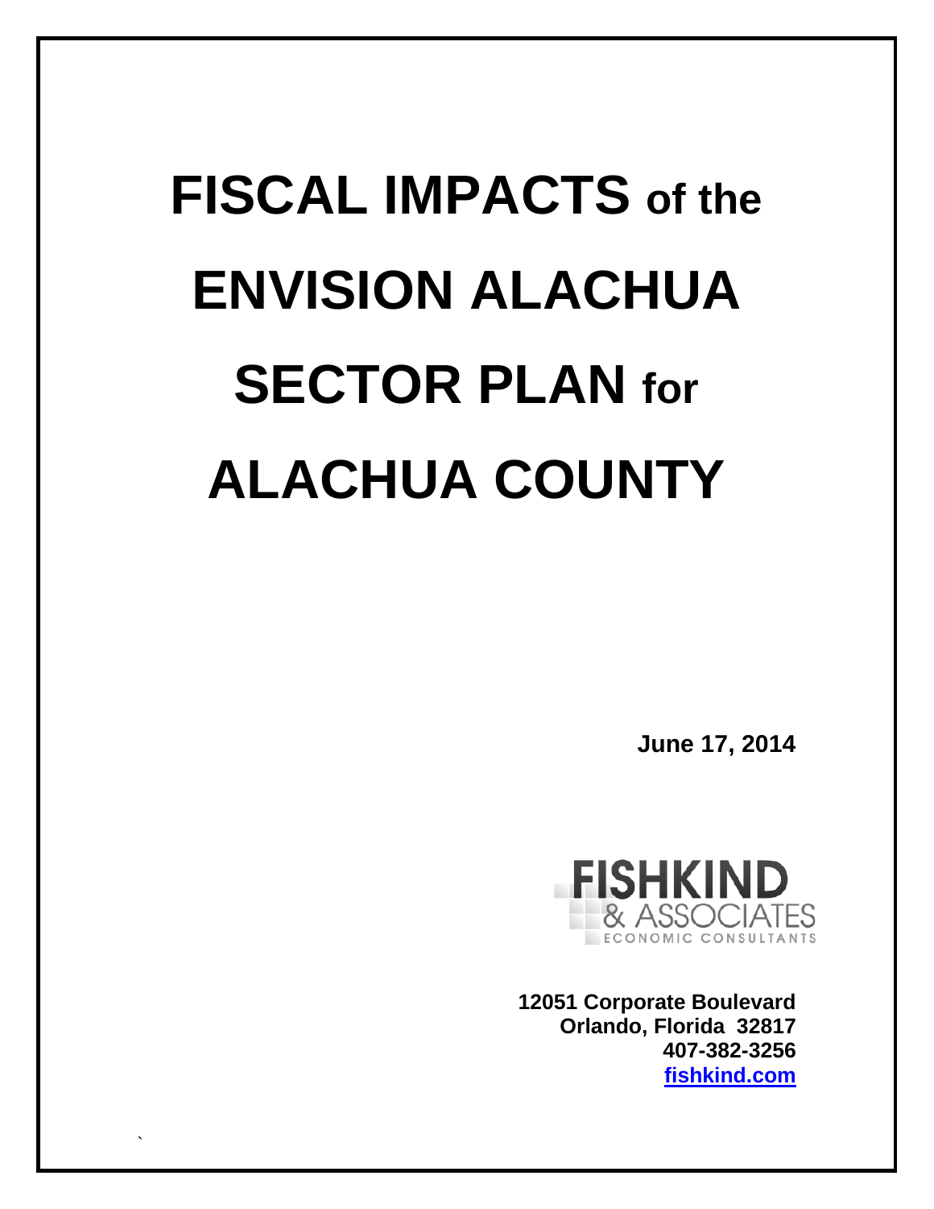# FISCAL IMPACTS of the ENVISION ALACHUA SECTOR PLAN for ALACHUA COUNTY

**June 17, 2014**

FISHKIND & ASSOCIATES
ECONOMIC CONSULTANTS

**12051 Corporate Boulevard**
**Orlando, Florida 32817**
**407-382-3256**
**fishkind.com**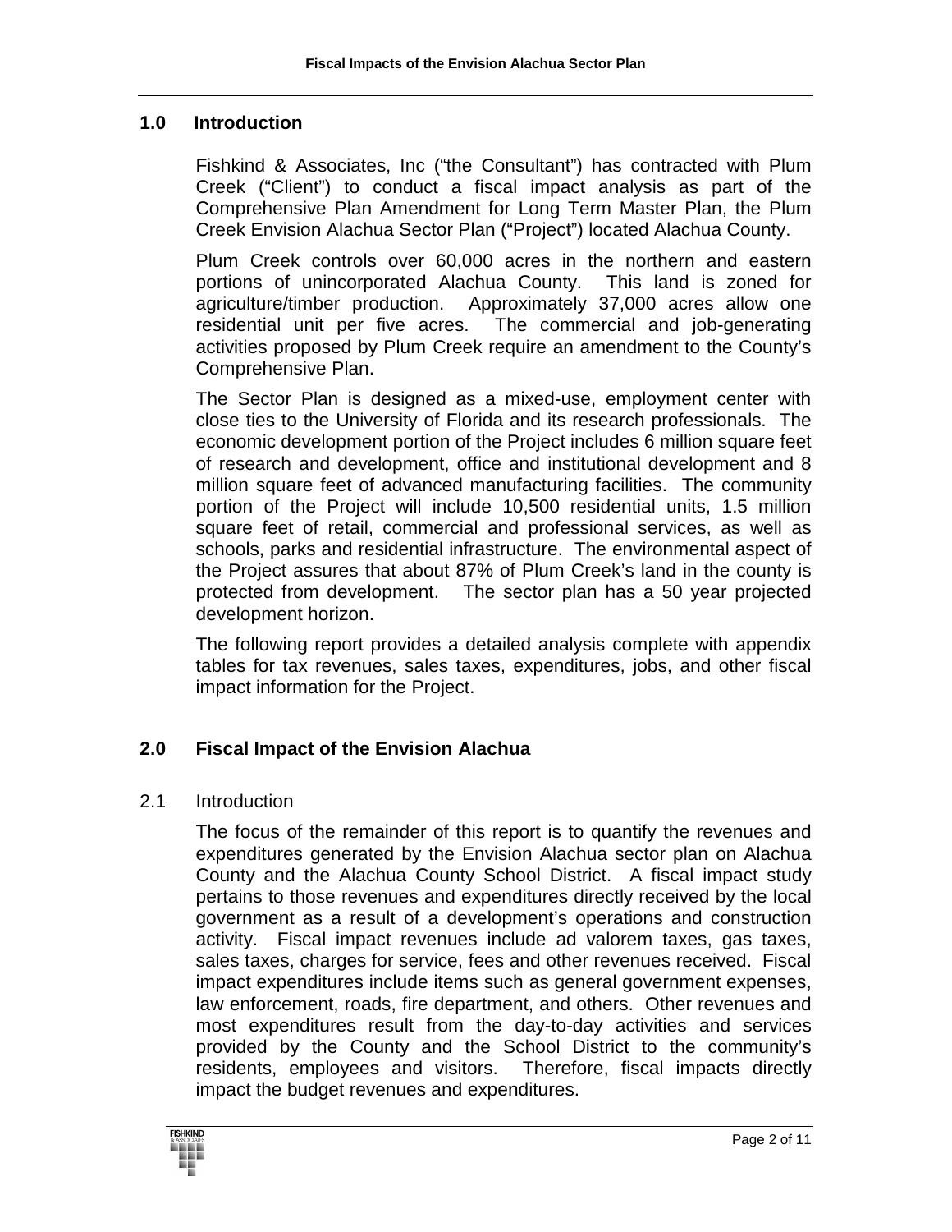## 1.0 Introduction

Fishkind & Associates, Inc ("the Consultant") has contracted with Plum Creek ("Client") to conduct a fiscal impact analysis as part of the Comprehensive Plan Amendment for Long Term Master Plan, the Plum Creek Envision Alachua Sector Plan ("Project") located Alachua County.

Plum Creek controls over 60,000 acres in the northern and eastern portions of unincorporated Alachua County. This land is zoned for agriculture/timber production. Approximately 37,000 acres allow one residential unit per five acres. The commercial and job-generating activities proposed by Plum Creek require an amendment to the County's Comprehensive Plan.

The Sector Plan is designed as a mixed-use, employment center with close ties to the University of Florida and its research professionals. The economic development portion of the Project includes 6 million square feet of research and development, office and institutional development and 8 million square feet of advanced manufacturing facilities. The community portion of the Project will include 10,500 residential units, 1.5 million square feet of retail, commercial and professional services, as well as schools, parks and residential infrastructure. The environmental aspect of the Project assures that about 87% of Plum Creek's land in the county is protected from development. The sector plan has a 50 year projected development horizon.

The following report provides a detailed analysis complete with appendix tables for tax revenues, sales taxes, expenditures, jobs, and other fiscal impact information for the Project.

## 2.0 Fiscal Impact of the Envision Alachua

### 2.1 Introduction

The focus of the remainder of this report is to quantify the revenues and expenditures generated by the Envision Alachua sector plan on Alachua County and the Alachua County School District. A fiscal impact study pertains to those revenues and expenditures directly received by the local government as a result of a development's operations and construction activity. Fiscal impact revenues include ad valorem taxes, gas taxes, sales taxes, charges for service, fees and other revenues received. Fiscal impact expenditures include items such as general government expenses, law enforcement, roads, fire department, and others. Other revenues and most expenditures result from the day-to-day activities and services provided by the County and the School District to the community's residents, employees and visitors. Therefore, fiscal impacts directly impact the budget revenues and expenditures.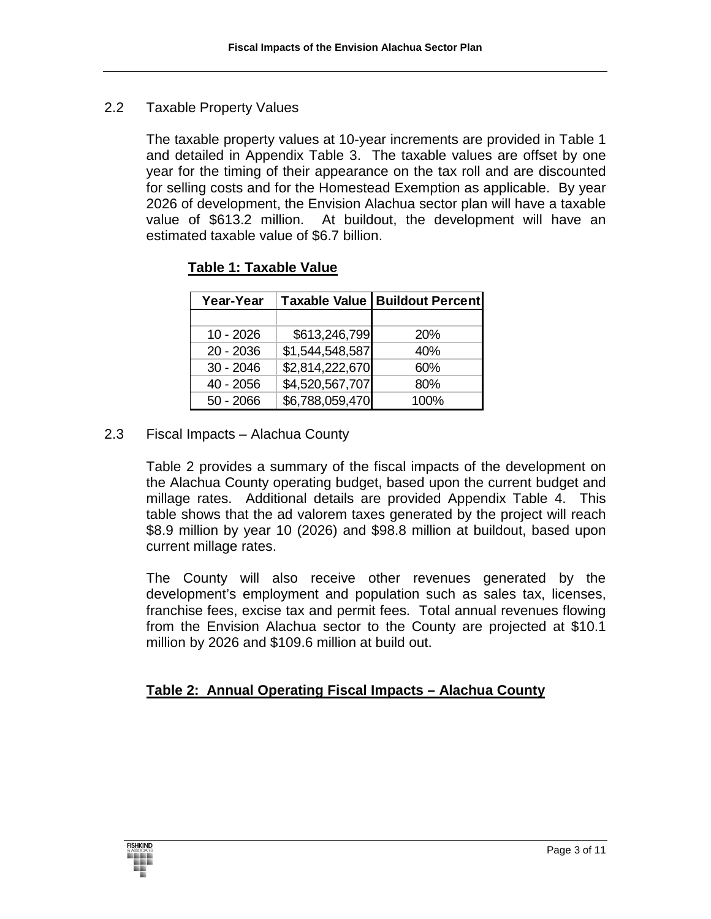## 2.2 Taxable Property Values

The taxable property values at 10-year increments are provided in Table 1 and detailed in Appendix Table 3. The taxable values are offset by one year for the timing of their appearance on the tax roll and are discounted for selling costs and for the Homestead Exemption as applicable. By year 2026 of development, the Envision Alachua sector plan will have a taxable value of \$613.2 million. At buildout, the development will have an estimated taxable value of \$6.7 billion.

**Table 1: Taxable Value**

| Year-Year | Taxable Value | Buildout Percent |
|---|---|---|
| | | |
| 10 - 2026 | \$613,246,799 | 20% |
| 20 - 2036 | \$1,544,548,587 | 40% |
| 30 - 2046 | \$2,814,222,670 | 60% |
| 40 - 2056 | \$4,520,567,707 | 80% |
| 50 - 2066 | \$6,788,059,470 | 100% |

## 2.3 Fiscal Impacts – Alachua County

Table 2 provides a summary of the fiscal impacts of the development on the Alachua County operating budget, based upon the current budget and millage rates. Additional details are provided Appendix Table 4. This table shows that the ad valorem taxes generated by the project will reach \$8.9 million by year 10 (2026) and \$98.8 million at buildout, based upon current millage rates.

The County will also receive other revenues generated by the development's employment and population such as sales tax, licenses, franchise fees, excise tax and permit fees. Total annual revenues flowing from the Envision Alachua sector to the County are projected at \$10.1 million by 2026 and \$109.6 million at build out.

**Table 2: Annual Operating Fiscal Impacts – Alachua County**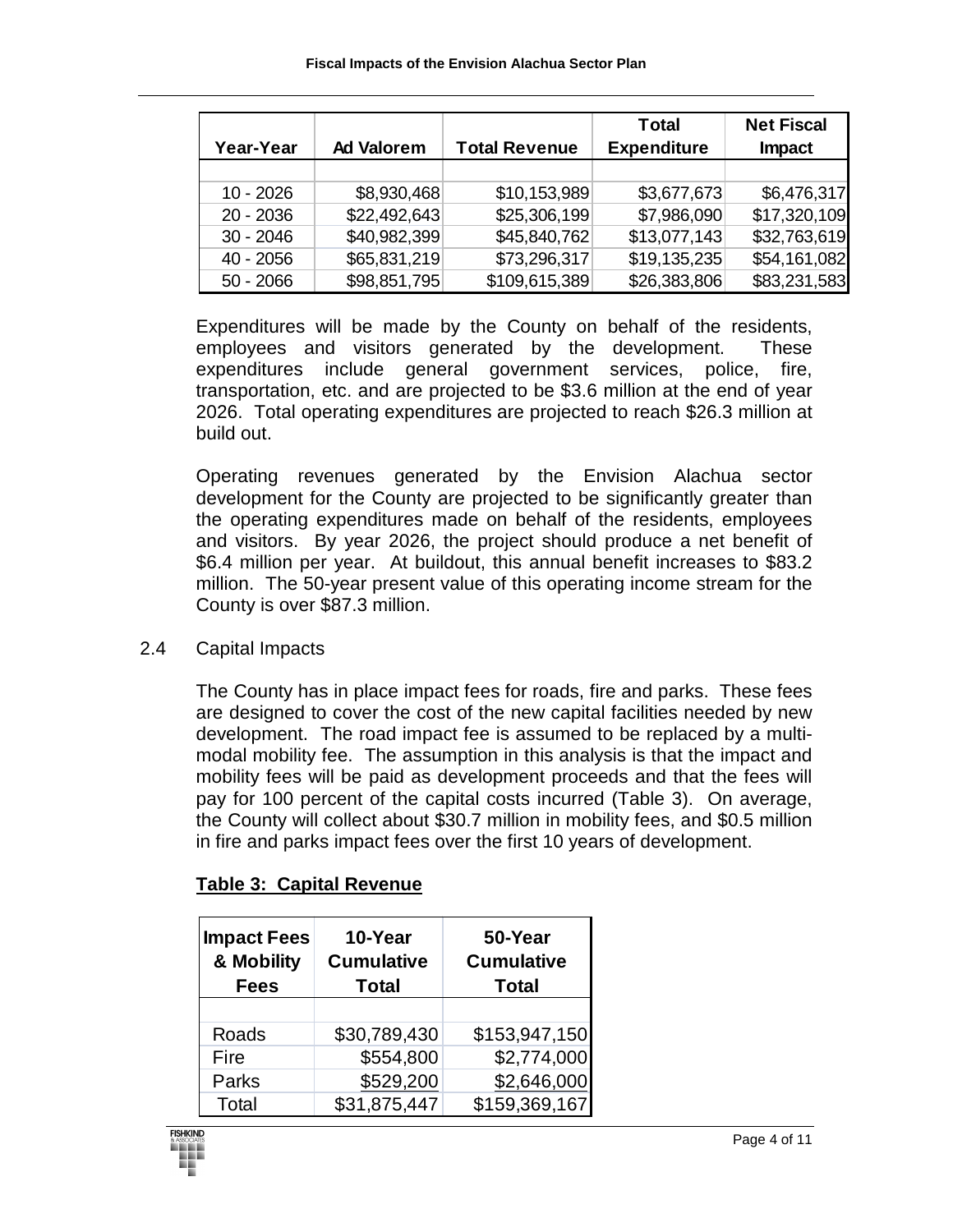| Year-Year | Ad Valorem | Total Revenue | Total Expenditure | Net Fiscal Impact |
|---|---|---|---|---|
| | | | | |
| 10 - 2026 | $8,930,468 | $10,153,989 | $3,677,673 | $6,476,317 |
| 20 - 2036 | $22,492,643 | $25,306,199 | $7,986,090 | $17,320,109 |
| 30 - 2046 | $40,982,399 | $45,840,762 | $13,077,143 | $32,763,619 |
| 40 - 2056 | $65,831,219 | $73,296,317 | $19,135,235 | $54,161,082 |
| 50 - 2066 | $98,851,795 | $109,615,389 | $26,383,806 | $83,231,583 |

Expenditures will be made by the County on behalf of the residents, employees and visitors generated by the development. These expenditures include general government services, police, fire, transportation, etc. and are projected to be $3.6 million at the end of year 2026. Total operating expenditures are projected to reach $26.3 million at build out.

Operating revenues generated by the Envision Alachua sector development for the County are projected to be significantly greater than the operating expenditures made on behalf of the residents, employees and visitors. By year 2026, the project should produce a net benefit of $6.4 million per year. At buildout, this annual benefit increases to $83.2 million. The 50-year present value of this operating income stream for the County is over $87.3 million.

## 2.4 Capital Impacts

The County has in place impact fees for roads, fire and parks. These fees are designed to cover the cost of the new capital facilities needed by new development. The road impact fee is assumed to be replaced by a multi-modal mobility fee. The assumption in this analysis is that the impact and mobility fees will be paid as development proceeds and that the fees will pay for 100 percent of the capital costs incurred (Table 3). On average, the County will collect about $30.7 million in mobility fees, and $0.5 million in fire and parks impact fees over the first 10 years of development.

**Table 3: Capital Revenue**

| Impact Fees & Mobility Fees | 10-Year Cumulative Total | 50-Year Cumulative Total |
|---|---|---|
| | | |
| Roads | $30,789,430 | $153,947,150 |
| Fire | $554,800 | $2,774,000 |
| Parks | $529,200 | $2,646,000 |
| Total | $31,875,447 | $159,369,167 |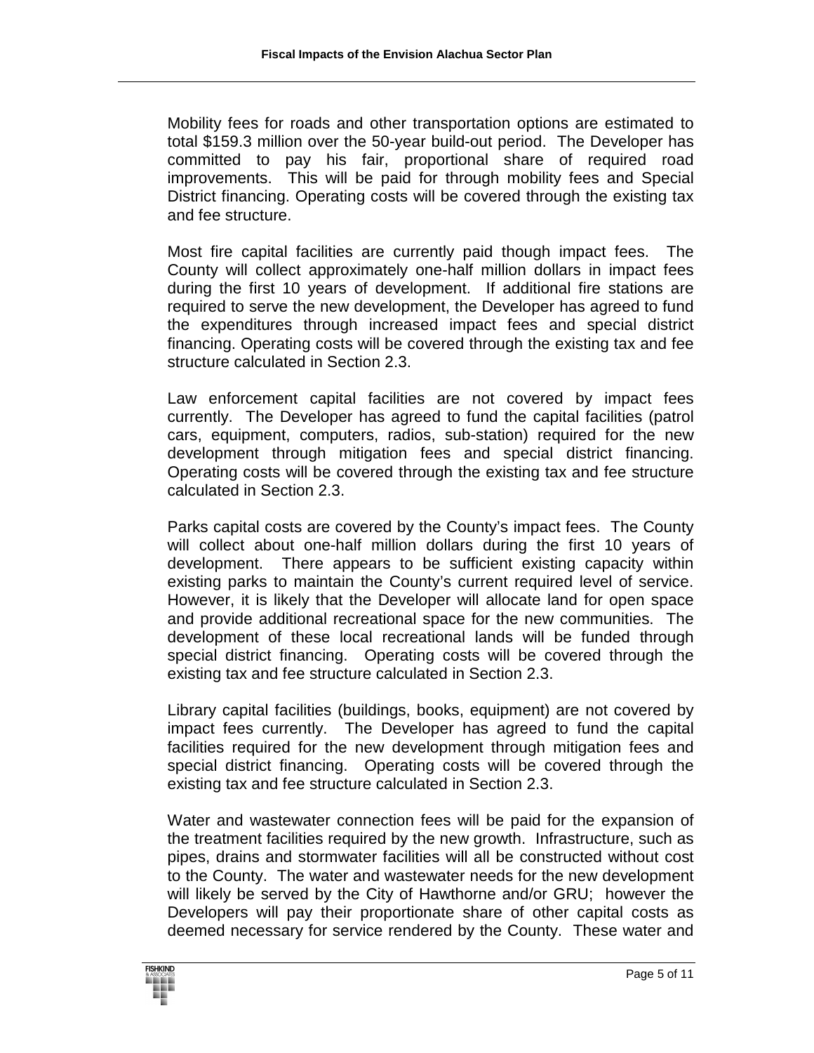Mobility fees for roads and other transportation options are estimated to total $159.3 million over the 50-year build-out period. The Developer has committed to pay his fair, proportional share of required road improvements. This will be paid for through mobility fees and Special District financing. Operating costs will be covered through the existing tax and fee structure.

Most fire capital facilities are currently paid though impact fees. The County will collect approximately one-half million dollars in impact fees during the first 10 years of development. If additional fire stations are required to serve the new development, the Developer has agreed to fund the expenditures through increased impact fees and special district financing. Operating costs will be covered through the existing tax and fee structure calculated in Section 2.3.

Law enforcement capital facilities are not covered by impact fees currently. The Developer has agreed to fund the capital facilities (patrol cars, equipment, computers, radios, sub-station) required for the new development through mitigation fees and special district financing. Operating costs will be covered through the existing tax and fee structure calculated in Section 2.3.

Parks capital costs are covered by the County's impact fees. The County will collect about one-half million dollars during the first 10 years of development. There appears to be sufficient existing capacity within existing parks to maintain the County's current required level of service. However, it is likely that the Developer will allocate land for open space and provide additional recreational space for the new communities. The development of these local recreational lands will be funded through special district financing. Operating costs will be covered through the existing tax and fee structure calculated in Section 2.3.

Library capital facilities (buildings, books, equipment) are not covered by impact fees currently. The Developer has agreed to fund the capital facilities required for the new development through mitigation fees and special district financing. Operating costs will be covered through the existing tax and fee structure calculated in Section 2.3.

Water and wastewater connection fees will be paid for the expansion of the treatment facilities required by the new growth. Infrastructure, such as pipes, drains and stormwater facilities will all be constructed without cost to the County. The water and wastewater needs for the new development will likely be served by the City of Hawthorne and/or GRU; however the Developers will pay their proportionate share of other capital costs as deemed necessary for service rendered by the County. These water and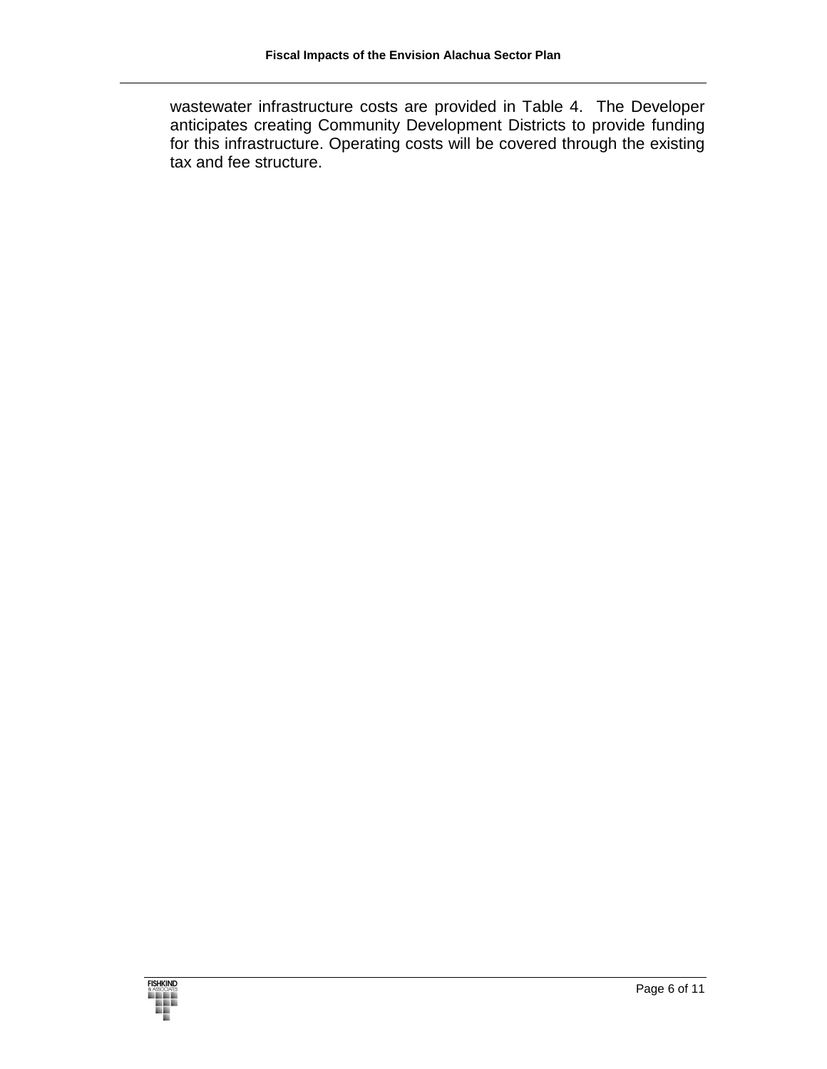wastewater infrastructure costs are provided in Table 4. The Developer anticipates creating Community Development Districts to provide funding for this infrastructure. Operating costs will be covered through the existing tax and fee structure.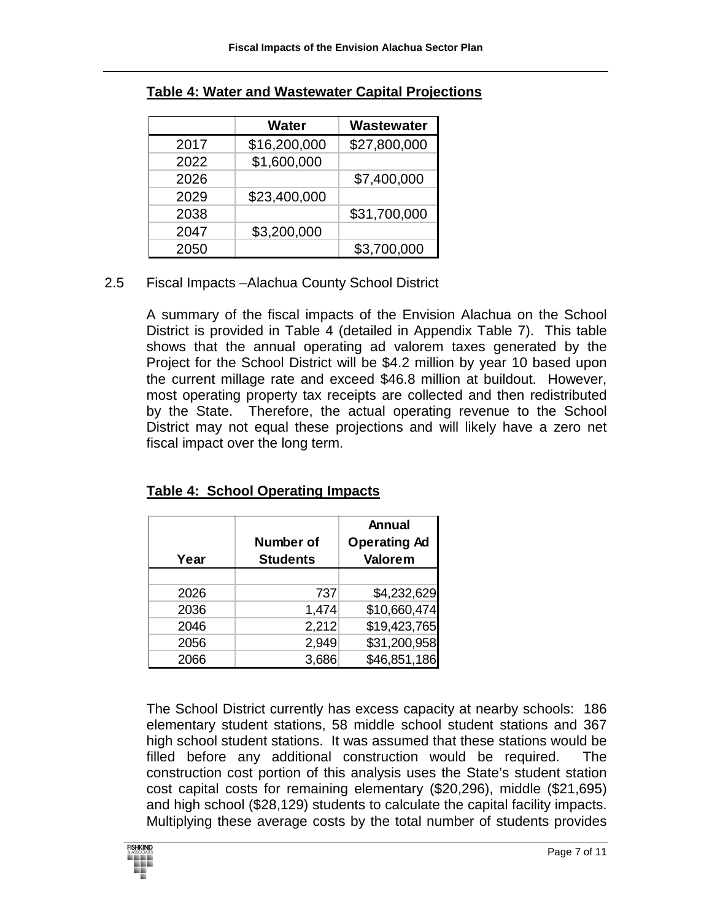**Table 4: Water and Wastewater Capital Projections**

| | Water | Wastewater |
|---|---|---|
| 2017 | $16,200,000 | $27,800,000 |
| 2022 | $1,600,000 | |
| 2026 | | $7,400,000 |
| 2029 | $23,400,000 | |
| 2038 | | $31,700,000 |
| 2047 | $3,200,000 | |
| 2050 | | $3,700,000 |

2.5 Fiscal Impacts –Alachua County School District

A summary of the fiscal impacts of the Envision Alachua on the School District is provided in Table 4 (detailed in Appendix Table 7). This table shows that the annual operating ad valorem taxes generated by the Project for the School District will be $4.2 million by year 10 based upon the current millage rate and exceed $46.8 million at buildout. However, most operating property tax receipts are collected and then redistributed by the State. Therefore, the actual operating revenue to the School District may not equal these projections and will likely have a zero net fiscal impact over the long term.

**Table 4: School Operating Impacts**

| Year | Number of Students | Annual Operating Ad Valorem |
|---|---|---|
| 2026 | 737 | $4,232,629 |
| 2036 | 1,474 | $10,660,474 |
| 2046 | 2,212 | $19,423,765 |
| 2056 | 2,949 | $31,200,958 |
| 2066 | 3,686 | $46,851,186 |

The School District currently has excess capacity at nearby schools: 186 elementary student stations, 58 middle school student stations and 367 high school student stations. It was assumed that these stations would be filled before any additional construction would be required. The construction cost portion of this analysis uses the State's student station cost capital costs for remaining elementary ($20,296), middle ($21,695) and high school ($28,129) students to calculate the capital facility impacts. Multiplying these average costs by the total number of students provides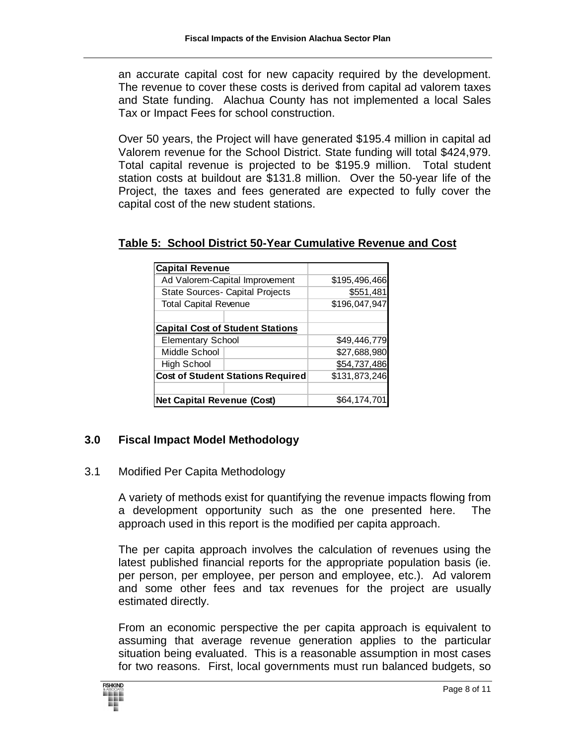an accurate capital cost for new capacity required by the development. The revenue to cover these costs is derived from capital ad valorem taxes and State funding. Alachua County has not implemented a local Sales Tax or Impact Fees for school construction.

Over 50 years, the Project will have generated $195.4 million in capital ad Valorem revenue for the School District. State funding will total $424,979. Total capital revenue is projected to be $195.9 million. Total student station costs at buildout are $131.8 million. Over the 50-year life of the Project, the taxes and fees generated are expected to fully cover the capital cost of the new student stations.

**Table 5: School District 50-Year Cumulative Revenue and Cost**

| **Capital Revenue** | |
|---|---|
| Ad Valorem-Capital Improvement | $195,496,466 |
| State Sources- Capital Projects | $551,481 |
| Total Capital Revenue | $196,047,947 |
| | |
| **Capital Cost of Student Stations** | |
| Elementary School | $49,446,779 |
| Middle School | $27,688,980 |
| High School | $54,737,486 |
| **Cost of Student Stations Required** | $131,873,246 |
| | |
| **Net Capital Revenue (Cost)** | $64,174,701 |

## 3.0 Fiscal Impact Model Methodology

### 3.1 Modified Per Capita Methodology

A variety of methods exist for quantifying the revenue impacts flowing from a development opportunity such as the one presented here. The approach used in this report is the modified per capita approach.

The per capita approach involves the calculation of revenues using the latest published financial reports for the appropriate population basis (ie. per person, per employee, per person and employee, etc.). Ad valorem and some other fees and tax revenues for the project are usually estimated directly.

From an economic perspective the per capita approach is equivalent to assuming that average revenue generation applies to the particular situation being evaluated. This is a reasonable assumption in most cases for two reasons. First, local governments must run balanced budgets, so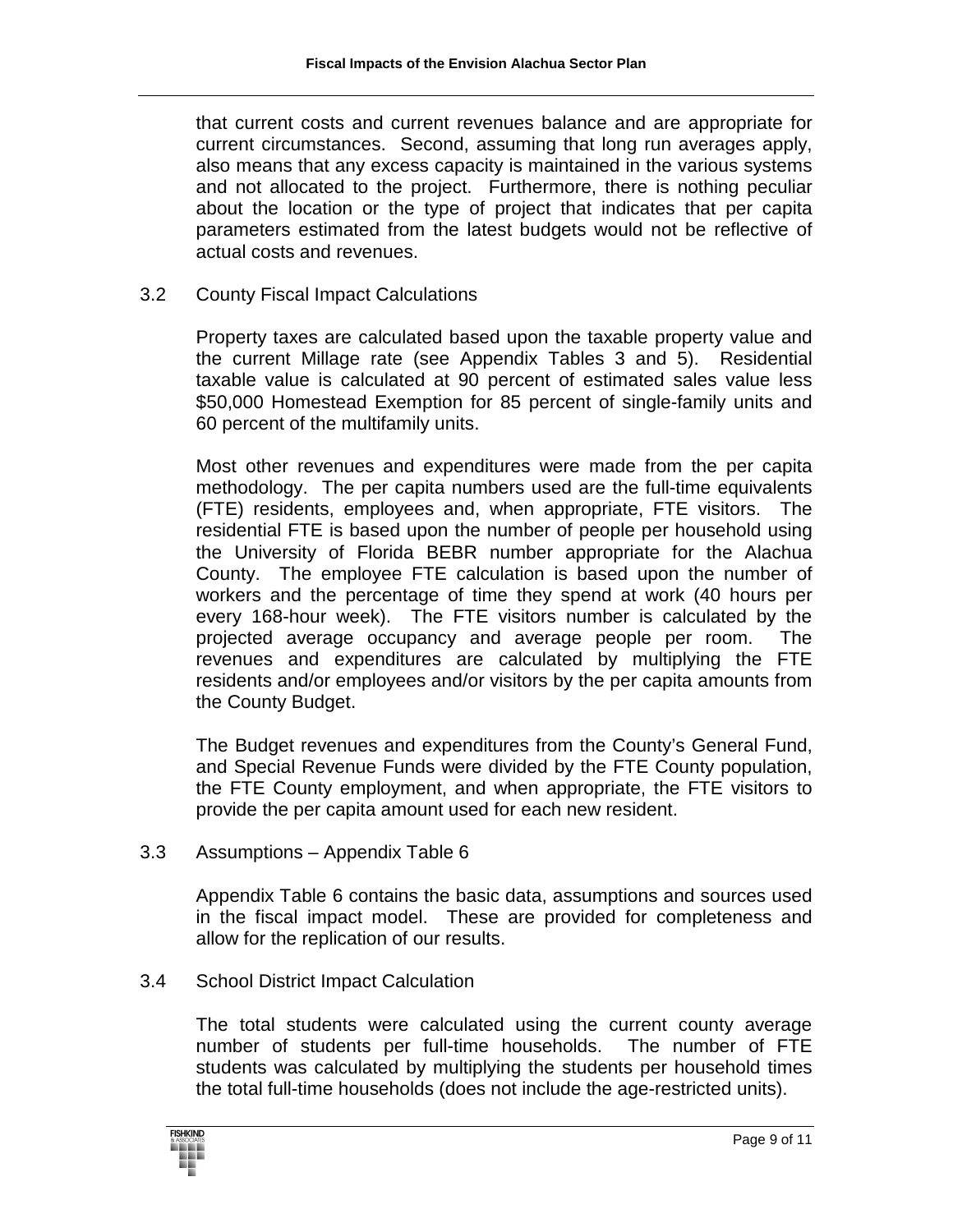that current costs and current revenues balance and are appropriate for current circumstances. Second, assuming that long run averages apply, also means that any excess capacity is maintained in the various systems and not allocated to the project. Furthermore, there is nothing peculiar about the location or the type of project that indicates that per capita parameters estimated from the latest budgets would not be reflective of actual costs and revenues.

## 3.2 County Fiscal Impact Calculations

Property taxes are calculated based upon the taxable property value and the current Millage rate (see Appendix Tables 3 and 5). Residential taxable value is calculated at 90 percent of estimated sales value less $50,000 Homestead Exemption for 85 percent of single-family units and 60 percent of the multifamily units.

Most other revenues and expenditures were made from the per capita methodology. The per capita numbers used are the full-time equivalents (FTE) residents, employees and, when appropriate, FTE visitors. The residential FTE is based upon the number of people per household using the University of Florida BEBR number appropriate for the Alachua County. The employee FTE calculation is based upon the number of workers and the percentage of time they spend at work (40 hours per every 168-hour week). The FTE visitors number is calculated by the projected average occupancy and average people per room. The revenues and expenditures are calculated by multiplying the FTE residents and/or employees and/or visitors by the per capita amounts from the County Budget.

The Budget revenues and expenditures from the County's General Fund, and Special Revenue Funds were divided by the FTE County population, the FTE County employment, and when appropriate, the FTE visitors to provide the per capita amount used for each new resident.

## 3.3 Assumptions – Appendix Table 6

Appendix Table 6 contains the basic data, assumptions and sources used in the fiscal impact model. These are provided for completeness and allow for the replication of our results.

## 3.4 School District Impact Calculation

The total students were calculated using the current county average number of students per full-time households. The number of FTE students was calculated by multiplying the students per household times the total full-time households (does not include the age-restricted units).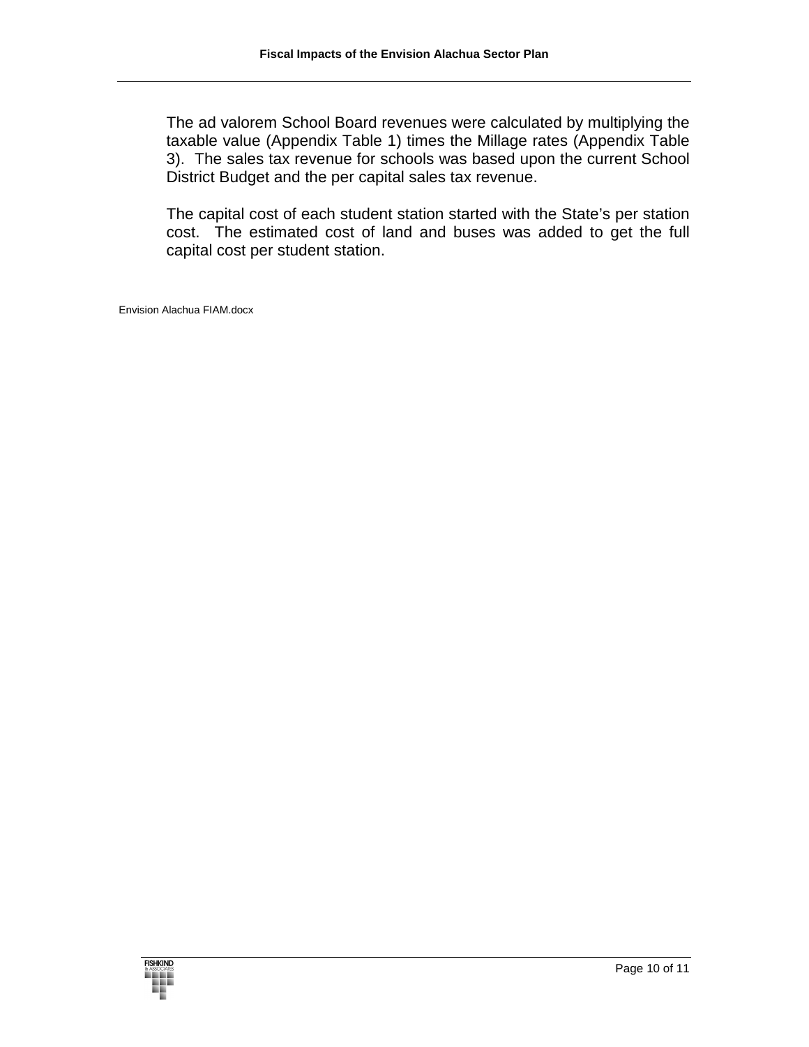The ad valorem School Board revenues were calculated by multiplying the taxable value (Appendix Table 1) times the Millage rates (Appendix Table 3). The sales tax revenue for schools was based upon the current School District Budget and the per capital sales tax revenue.

The capital cost of each student station started with the State's per station cost. The estimated cost of land and buses was added to get the full capital cost per student station.

Envision Alachua FIAM.docx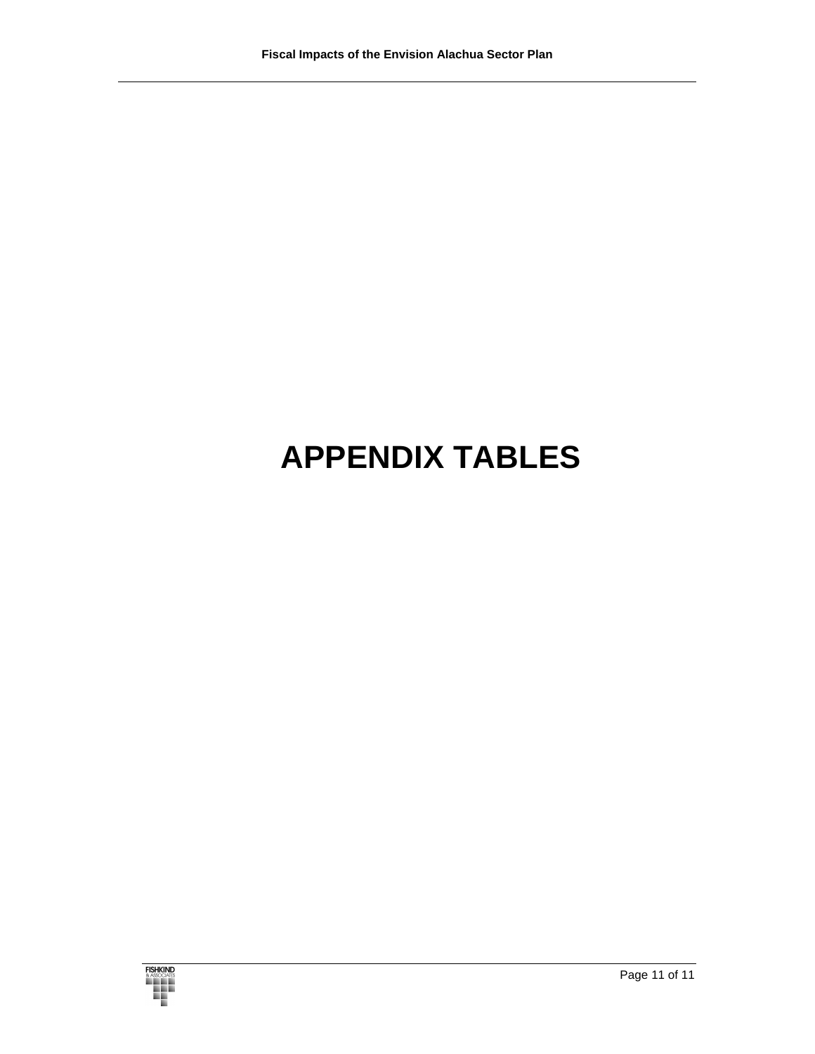# APPENDIX TABLES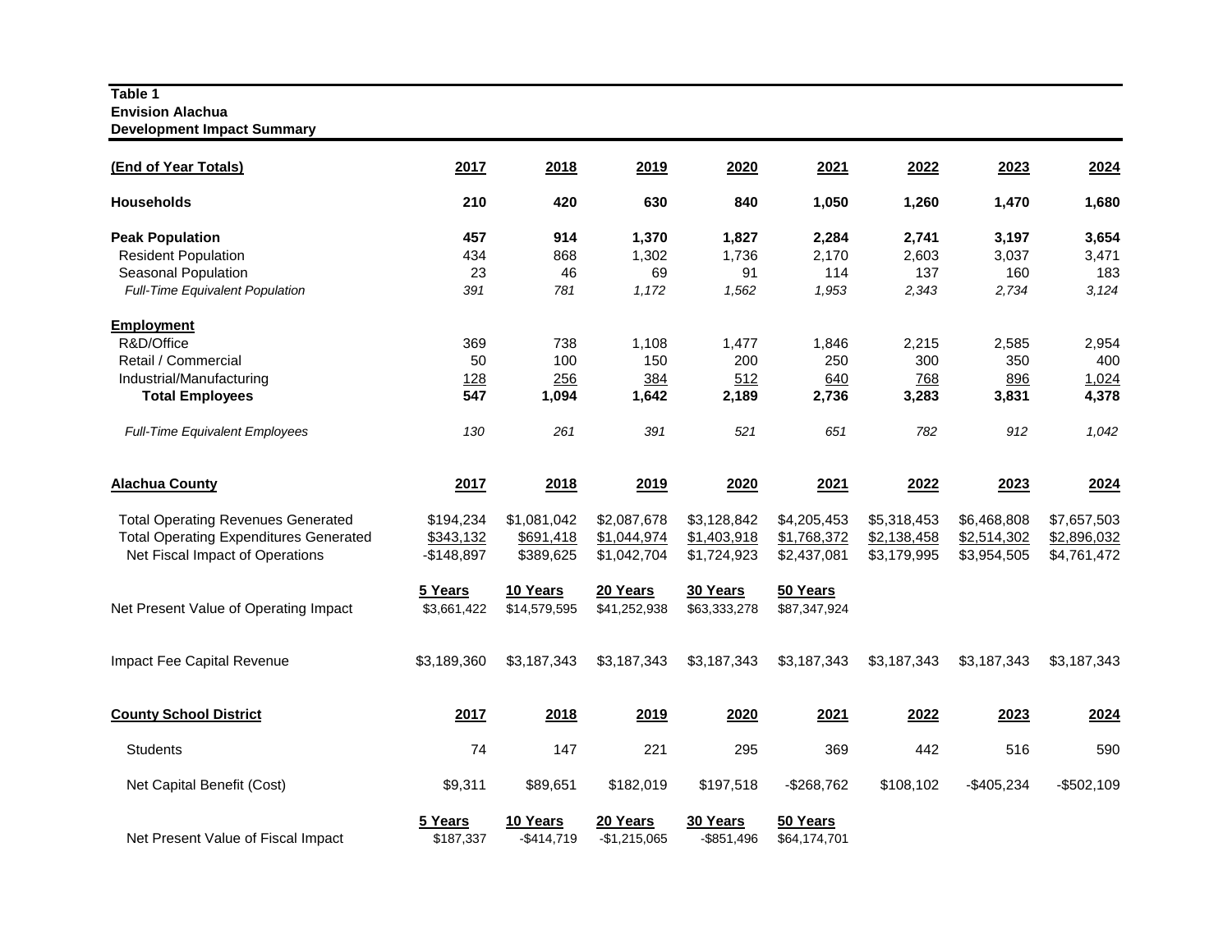**Table 1**
**Envision Alachua**
**Development Impact Summary**

| (End of Year Totals) | 2017 | 2018 | 2019 | 2020 | 2021 | 2022 | 2023 | 2024 |
|---|---|---|---|---|---|---|---|---|
| **Households** | **210** | **420** | **630** | **840** | **1,050** | **1,260** | **1,470** | **1,680** |
| **Peak Population** | **457** | **914** | **1,370** | **1,827** | **2,284** | **2,741** | **3,197** | **3,654** |
| Resident Population | 434 | 868 | 1,302 | 1,736 | 2,170 | 2,603 | 3,037 | 3,471 |
| Seasonal Population | 23 | 46 | 69 | 91 | 114 | 137 | 160 | 183 |
| *Full-Time Equivalent Population* | *391* | *781* | *1,172* | *1,562* | *1,953* | *2,343* | *2,734* | *3,124* |
| **Employment** | | | | | | | | |
| R&D/Office | 369 | 738 | 1,108 | 1,477 | 1,846 | 2,215 | 2,585 | 2,954 |
| Retail / Commercial | 50 | 100 | 150 | 200 | 250 | 300 | 350 | 400 |
| Industrial/Manufacturing | 128 | 256 | 384 | 512 | 640 | 768 | 896 | 1,024 |
| **Total Employees** | **547** | **1,094** | **1,642** | **2,189** | **2,736** | **3,283** | **3,831** | **4,378** |
| *Full-Time Equivalent Employees* | *130* | *261* | *391* | *521* | *651* | *782* | *912* | *1,042* |

| Alachua County | 2017 | 2018 | 2019 | 2020 | 2021 | 2022 | 2023 | 2024 |
|---|---|---|---|---|---|---|---|---|
| Total Operating Revenues Generated | $194,234 | $1,081,042 | $2,087,678 | $3,128,842 | $4,205,453 | $5,318,453 | $6,468,808 | $7,657,503 |
| Total Operating Expenditures Generated | $343,132 | $691,418 | $1,044,974 | $1,403,918 | $1,768,372 | $2,138,458 | $2,514,302 | $2,896,032 |
| Net Fiscal Impact of Operations | -$148,897 | $389,625 | $1,042,704 | $1,724,923 | $2,437,081 | $3,179,995 | $3,954,505 | $4,761,472 |
| | **5 Years** | **10 Years** | **20 Years** | **30 Years** | **50 Years** | | | |
| Net Present Value of Operating Impact | $3,661,422 | $14,579,595 | $41,252,938 | $63,333,278 | $87,347,924 | | | |
| Impact Fee Capital Revenue | $3,189,360 | $3,187,343 | $3,187,343 | $3,187,343 | $3,187,343 | $3,187,343 | $3,187,343 | $3,187,343 |

| County School District | 2017 | 2018 | 2019 | 2020 | 2021 | 2022 | 2023 | 2024 |
|---|---|---|---|---|---|---|---|---|
| Students | 74 | 147 | 221 | 295 | 369 | 442 | 516 | 590 |
| Net Capital Benefit (Cost) | $9,311 | $89,651 | $182,019 | $197,518 | -$268,762 | $108,102 | -$405,234 | -$502,109 |
| | **5 Years** | **10 Years** | **20 Years** | **30 Years** | **50 Years** | | | |
| Net Present Value of Fiscal Impact | $187,337 | -$414,719 | -$1,215,065 | -$851,496 | $64,174,701 | | | |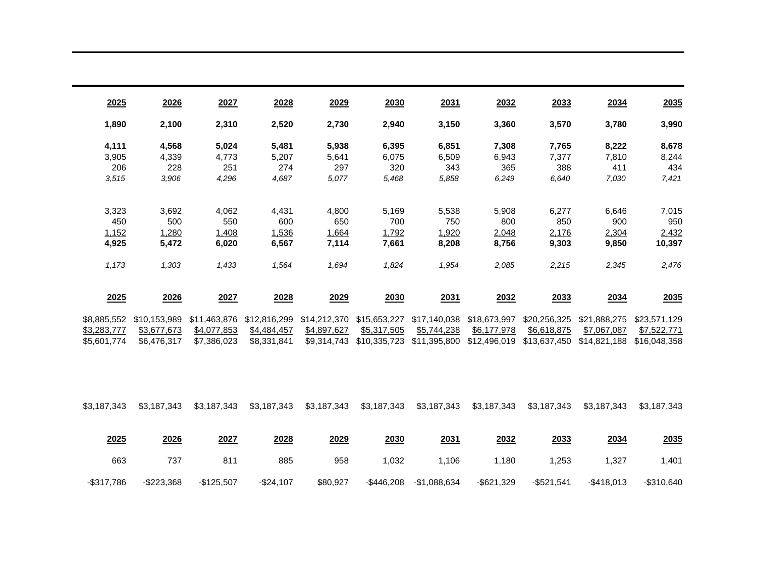| 2025 | 2026 | 2027 | 2028 | 2029 | 2030 | 2031 | 2032 | 2033 | 2034 | 2035 |
|---|---|---|---|---|---|---|---|---|---|---|
| **1,890** | **2,100** | **2,310** | **2,520** | **2,730** | **2,940** | **3,150** | **3,360** | **3,570** | **3,780** | **3,990** |
| **4,111** | **4,568** | **5,024** | **5,481** | **5,938** | **6,395** | **6,851** | **7,308** | **7,765** | **8,222** | **8,678** |
| 3,905 | 4,339 | 4,773 | 5,207 | 5,641 | 6,075 | 6,509 | 6,943 | 7,377 | 7,810 | 8,244 |
| 206 | 228 | 251 | 274 | 297 | 320 | 343 | 365 | 388 | 411 | 434 |
| *3,515* | *3,906* | *4,296* | *4,687* | *5,077* | *5,468* | *5,858* | *6,249* | *6,640* | *7,030* | *7,421* |
| 3,323 | 3,692 | 4,062 | 4,431 | 4,800 | 5,169 | 5,538 | 5,908 | 6,277 | 6,646 | 7,015 |
| 450 | 500 | 550 | 600 | 650 | 700 | 750 | 800 | 850 | 900 | 950 |
| 1,152 | 1,280 | 1,408 | 1,536 | 1,664 | 1,792 | 1,920 | 2,048 | 2,176 | 2,304 | 2,432 |
| **4,925** | **5,472** | **6,020** | **6,567** | **7,114** | **7,661** | **8,208** | **8,756** | **9,303** | **9,850** | **10,397** |
| *1,173* | *1,303* | *1,433* | *1,564* | *1,694* | *1,824* | *1,954* | *2,085* | *2,215* | *2,345* | *2,476* |

| 2025 | 2026 | 2027 | 2028 | 2029 | 2030 | 2031 | 2032 | 2033 | 2034 | 2035 |
|---|---|---|---|---|---|---|---|---|---|---|
| $8,885,552 | $10,153,989 | $11,463,876 | $12,816,299 | $14,212,370 | $15,653,227 | $17,140,038 | $18,673,997 | $20,256,325 | $21,888,275 | $23,571,129 |
| $3,283,777 | $3,677,673 | $4,077,853 | $4,484,457 | $4,897,627 | $5,317,505 | $5,744,238 | $6,177,978 | $6,618,875 | $7,067,087 | $7,522,771 |
| $5,601,774 | $6,476,317 | $7,386,023 | $8,331,841 | $9,314,743 | $10,335,723 | $11,395,800 | $12,496,019 | $13,637,450 | $14,821,188 | $16,048,358 |
| $3,187,343 | $3,187,343 | $3,187,343 | $3,187,343 | $3,187,343 | $3,187,343 | $3,187,343 | $3,187,343 | $3,187,343 | $3,187,343 | $3,187,343 |

| 2025 | 2026 | 2027 | 2028 | 2029 | 2030 | 2031 | 2032 | 2033 | 2034 | 2035 |
|---|---|---|---|---|---|---|---|---|---|---|
| 663 | 737 | 811 | 885 | 958 | 1,032 | 1,106 | 1,180 | 1,253 | 1,327 | 1,401 |
| -$317,786 | -$223,368 | -$125,507 | -$24,107 | $80,927 | -$446,208 | -$1,088,634 | -$621,329 | -$521,541 | -$418,013 | -$310,640 |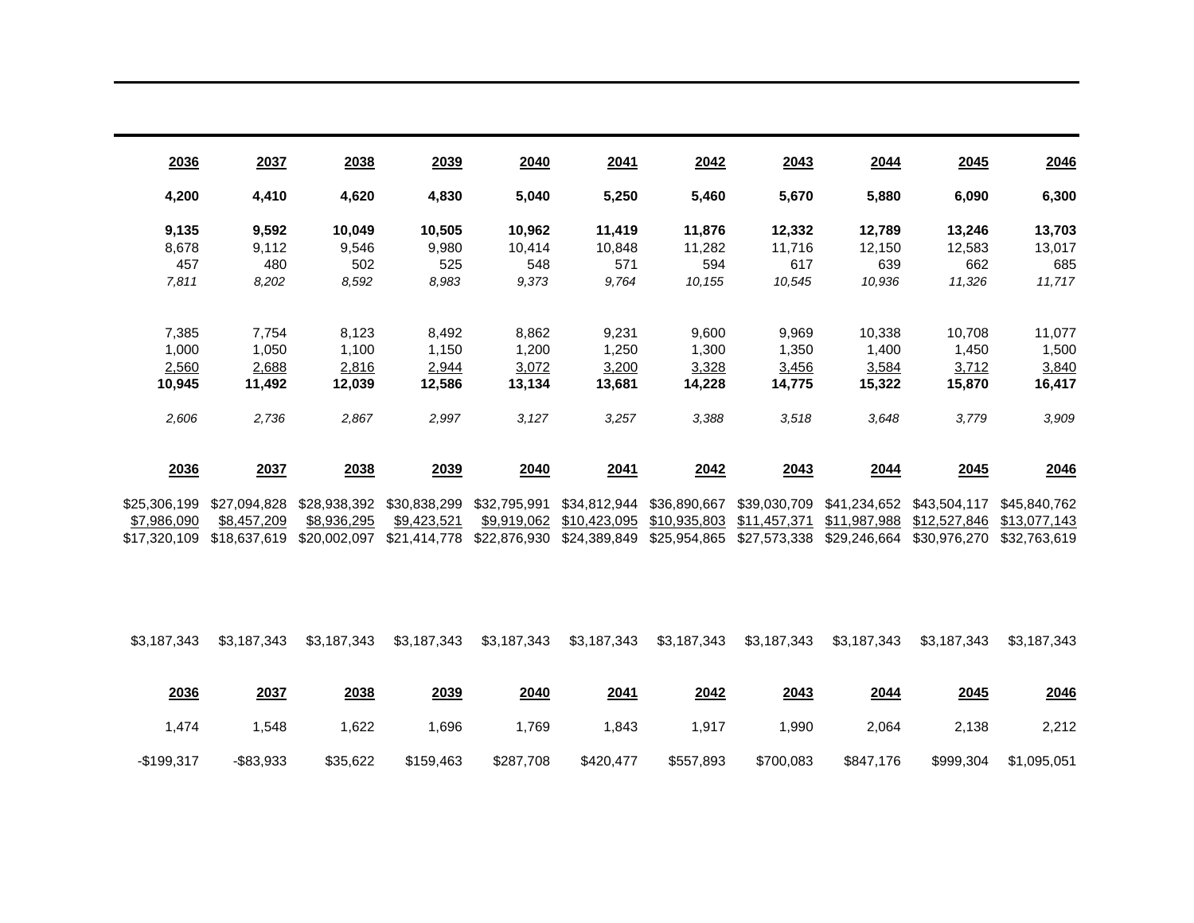| 2036 | 2037 | 2038 | 2039 | 2040 | 2041 | 2042 | 2043 | 2044 | 2045 | 2046 |
|---|---|---|---|---|---|---|---|---|---|---|
| **4,200** | **4,410** | **4,620** | **4,830** | **5,040** | **5,250** | **5,460** | **5,670** | **5,880** | **6,090** | **6,300** |
| **9,135** | **9,592** | **10,049** | **10,505** | **10,962** | **11,419** | **11,876** | **12,332** | **12,789** | **13,246** | **13,703** |
| 8,678 | 9,112 | 9,546 | 9,980 | 10,414 | 10,848 | 11,282 | 11,716 | 12,150 | 12,583 | 13,017 |
| 457 | 480 | 502 | 525 | 548 | 571 | 594 | 617 | 639 | 662 | 685 |
| *7,811* | *8,202* | *8,592* | *8,983* | *9,373* | *9,764* | *10,155* | *10,545* | *10,936* | *11,326* | *11,717* |
| 7,385 | 7,754 | 8,123 | 8,492 | 8,862 | 9,231 | 9,600 | 9,969 | 10,338 | 10,708 | 11,077 |
| 1,000 | 1,050 | 1,100 | 1,150 | 1,200 | 1,250 | 1,300 | 1,350 | 1,400 | 1,450 | 1,500 |
| 2,560 | 2,688 | 2,816 | 2,944 | 3,072 | 3,200 | 3,328 | 3,456 | 3,584 | 3,712 | 3,840 |
| **10,945** | **11,492** | **12,039** | **12,586** | **13,134** | **13,681** | **14,228** | **14,775** | **15,322** | **15,870** | **16,417** |
| *2,606* | *2,736* | *2,867* | *2,997* | *3,127* | *3,257* | *3,388* | *3,518* | *3,648* | *3,779* | *3,909* |

| 2036 | 2037 | 2038 | 2039 | 2040 | 2041 | 2042 | 2043 | 2044 | 2045 | 2046 |
|---|---|---|---|---|---|---|---|---|---|---|
| $25,306,199 | $27,094,828 | $28,938,392 | $30,838,299 | $32,795,991 | $34,812,944 | $36,890,667 | $39,030,709 | $41,234,652 | $43,504,117 | $45,840,762 |
| $7,986,090 | $8,457,209 | $8,936,295 | $9,423,521 | $9,919,062 | $10,423,095 | $10,935,803 | $11,457,371 | $11,987,988 | $12,527,846 | $13,077,143 |
| $17,320,109 | $18,637,619 | $20,002,097 | $21,414,778 | $22,876,930 | $24,389,849 | $25,954,865 | $27,573,338 | $29,246,664 | $30,976,270 | $32,763,619 |
| $3,187,343 | $3,187,343 | $3,187,343 | $3,187,343 | $3,187,343 | $3,187,343 | $3,187,343 | $3,187,343 | $3,187,343 | $3,187,343 | $3,187,343 |

| 2036 | 2037 | 2038 | 2039 | 2040 | 2041 | 2042 | 2043 | 2044 | 2045 | 2046 |
|---|---|---|---|---|---|---|---|---|---|---|
| 1,474 | 1,548 | 1,622 | 1,696 | 1,769 | 1,843 | 1,917 | 1,990 | 2,064 | 2,138 | 2,212 |
| -$199,317 | -$83,933 | $35,622 | $159,463 | $287,708 | $420,477 | $557,893 | $700,083 | $847,176 | $999,304 | $1,095,051 |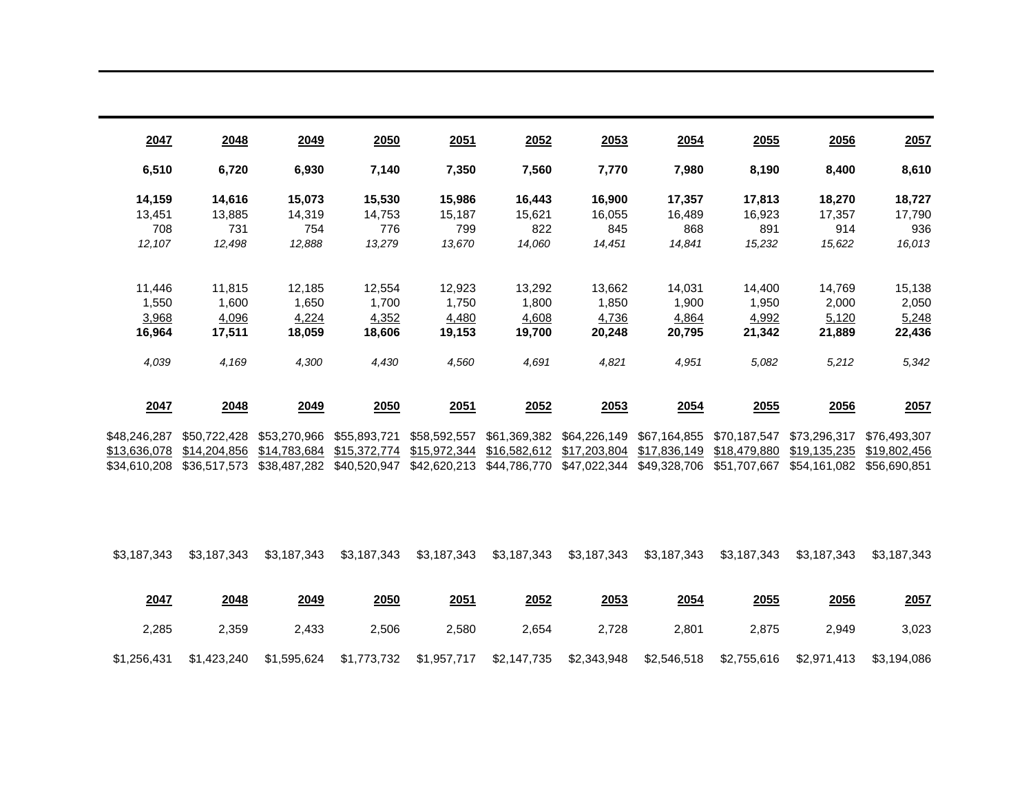| 2047 | 2048 | 2049 | 2050 | 2051 | 2052 | 2053 | 2054 | 2055 | 2056 | 2057 |
|---|---|---|---|---|---|---|---|---|---|---|
| **6,510** | **6,720** | **6,930** | **7,140** | **7,350** | **7,560** | **7,770** | **7,980** | **8,190** | **8,400** | **8,610** |
| **14,159** | **14,616** | **15,073** | **15,530** | **15,986** | **16,443** | **16,900** | **17,357** | **17,813** | **18,270** | **18,727** |
| 13,451 | 13,885 | 14,319 | 14,753 | 15,187 | 15,621 | 16,055 | 16,489 | 16,923 | 17,357 | 17,790 |
| 708 | 731 | 754 | 776 | 799 | 822 | 845 | 868 | 891 | 914 | 936 |
| *12,107* | *12,498* | *12,888* | *13,279* | *13,670* | *14,060* | *14,451* | *14,841* | *15,232* | *15,622* | *16,013* |
| 11,446 | 11,815 | 12,185 | 12,554 | 12,923 | 13,292 | 13,662 | 14,031 | 14,400 | 14,769 | 15,138 |
| 1,550 | 1,600 | 1,650 | 1,700 | 1,750 | 1,800 | 1,850 | 1,900 | 1,950 | 2,000 | 2,050 |
| 3,968 | 4,096 | 4,224 | 4,352 | 4,480 | 4,608 | 4,736 | 4,864 | 4,992 | 5,120 | 5,248 |
| **16,964** | **17,511** | **18,059** | **18,606** | **19,153** | **19,700** | **20,248** | **20,795** | **21,342** | **21,889** | **22,436** |
| *4,039* | *4,169* | *4,300* | *4,430* | *4,560* | *4,691* | *4,821* | *4,951* | *5,082* | *5,212* | *5,342* |

| 2047 | 2048 | 2049 | 2050 | 2051 | 2052 | 2053 | 2054 | 2055 | 2056 | 2057 |
|---|---|---|---|---|---|---|---|---|---|---|
| $48,246,287 | $50,722,428 | $53,270,966 | $55,893,721 | $58,592,557 | $61,369,382 | $64,226,149 | $67,164,855 | $70,187,547 | $73,296,317 | $76,493,307 |
| $13,636,078 | $14,204,856 | $14,783,684 | $15,372,774 | $15,972,344 | $16,582,612 | $17,203,804 | $17,836,149 | $18,479,880 | $19,135,235 | $19,802,456 |
| $34,610,208 | $36,517,573 | $38,487,282 | $40,520,947 | $42,620,213 | $44,786,770 | $47,022,344 | $49,328,706 | $51,707,667 | $54,161,082 | $56,690,851 |
| $3,187,343 | $3,187,343 | $3,187,343 | $3,187,343 | $3,187,343 | $3,187,343 | $3,187,343 | $3,187,343 | $3,187,343 | $3,187,343 | $3,187,343 |

| 2047 | 2048 | 2049 | 2050 | 2051 | 2052 | 2053 | 2054 | 2055 | 2056 | 2057 |
|---|---|---|---|---|---|---|---|---|---|---|
| 2,285 | 2,359 | 2,433 | 2,506 | 2,580 | 2,654 | 2,728 | 2,801 | 2,875 | 2,949 | 3,023 |
| $1,256,431 | $1,423,240 | $1,595,624 | $1,773,732 | $1,957,717 | $2,147,735 | $2,343,948 | $2,546,518 | $2,755,616 | $2,971,413 | $3,194,086 |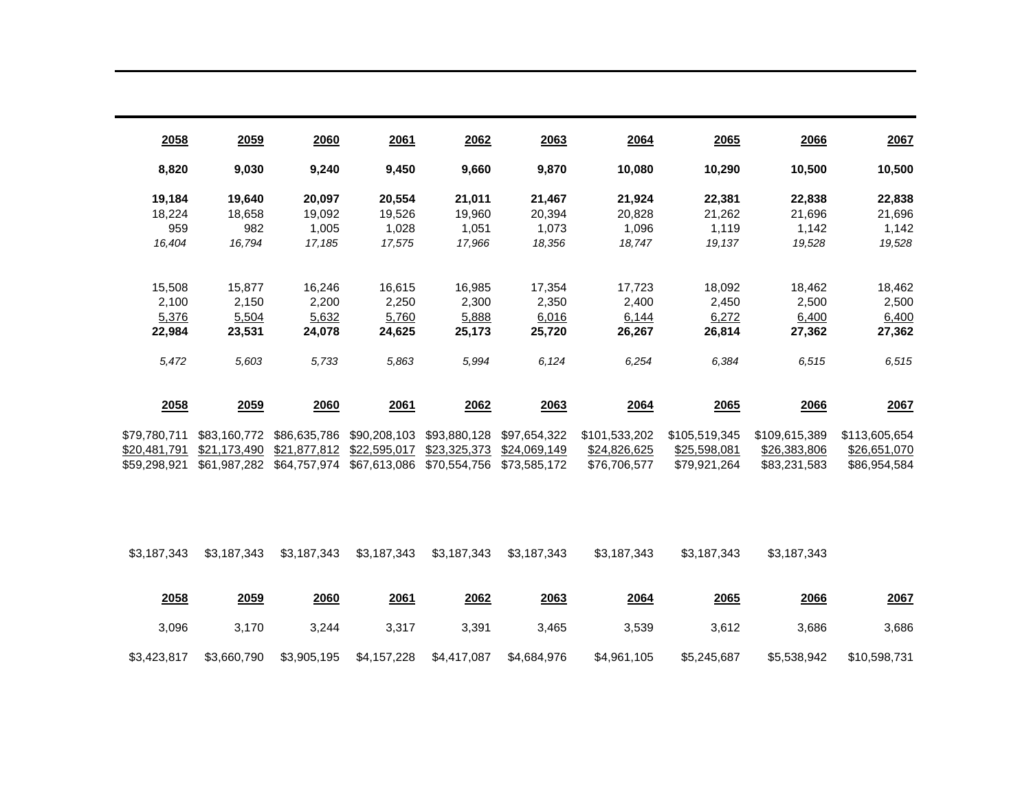| 2058 | 2059 | 2060 | 2061 | 2062 | 2063 | 2064 | 2065 | 2066 | 2067 |
|---|---|---|---|---|---|---|---|---|---|
| **8,820** | **9,030** | **9,240** | **9,450** | **9,660** | **9,870** | **10,080** | **10,290** | **10,500** | **10,500** |
| **19,184** | **19,640** | **20,097** | **20,554** | **21,011** | **21,467** | **21,924** | **22,381** | **22,838** | **22,838** |
| 18,224 | 18,658 | 19,092 | 19,526 | 19,960 | 20,394 | 20,828 | 21,262 | 21,696 | 21,696 |
| 959 | 982 | 1,005 | 1,028 | 1,051 | 1,073 | 1,096 | 1,119 | 1,142 | 1,142 |
| *16,404* | *16,794* | *17,185* | *17,575* | *17,966* | *18,356* | *18,747* | *19,137* | *19,528* | *19,528* |
| 15,508 | 15,877 | 16,246 | 16,615 | 16,985 | 17,354 | 17,723 | 18,092 | 18,462 | 18,462 |
| 2,100 | 2,150 | 2,200 | 2,250 | 2,300 | 2,350 | 2,400 | 2,450 | 2,500 | 2,500 |
| 5,376 | 5,504 | 5,632 | 5,760 | 5,888 | 6,016 | 6,144 | 6,272 | 6,400 | 6,400 |
| **22,984** | **23,531** | **24,078** | **24,625** | **25,173** | **25,720** | **26,267** | **26,814** | **27,362** | **27,362** |
| *5,472* | *5,603* | *5,733* | *5,863* | *5,994* | *6,124* | *6,254* | *6,384* | *6,515* | *6,515* |

| 2058 | 2059 | 2060 | 2061 | 2062 | 2063 | 2064 | 2065 | 2066 | 2067 |
|---|---|---|---|---|---|---|---|---|---|
| $79,780,711 | $83,160,772 | $86,635,786 | $90,208,103 | $93,880,128 | $97,654,322 | $101,533,202 | $105,519,345 | $109,615,389 | $113,605,654 |
| $20,481,791 | $21,173,490 | $21,877,812 | $22,595,017 | $23,325,373 | $24,069,149 | $24,826,625 | $25,598,081 | $26,383,806 | $26,651,070 |
| $59,298,921 | $61,987,282 | $64,757,974 | $67,613,086 | $70,554,756 | $73,585,172 | $76,706,577 | $79,921,264 | $83,231,583 | $86,954,584 |
| $3,187,343 | $3,187,343 | $3,187,343 | $3,187,343 | $3,187,343 | $3,187,343 | $3,187,343 | $3,187,343 | $3,187,343 | |

| 2058 | 2059 | 2060 | 2061 | 2062 | 2063 | 2064 | 2065 | 2066 | 2067 |
|---|---|---|---|---|---|---|---|---|---|
| 3,096 | 3,170 | 3,244 | 3,317 | 3,391 | 3,465 | 3,539 | 3,612 | 3,686 | 3,686 |
| $3,423,817 | $3,660,790 | $3,905,195 | $4,157,228 | $4,417,087 | $4,684,976 | $4,961,105 | $5,245,687 | $5,538,942 | $10,598,731 |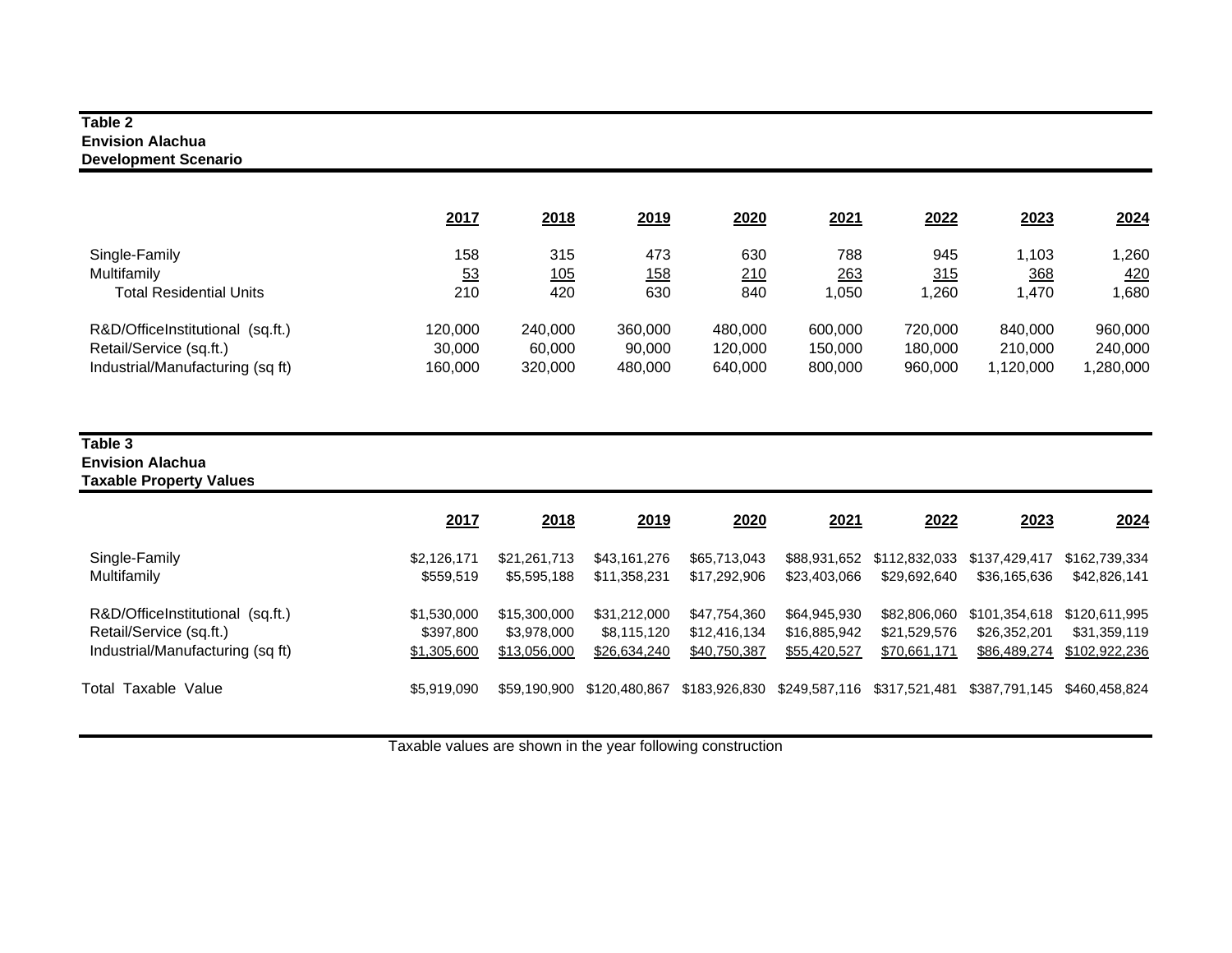**Table 2**
**Envision Alachua**
**Development Scenario**

| | 2017 | 2018 | 2019 | 2020 | 2021 | 2022 | 2023 | 2024 |
|---|---|---|---|---|---|---|---|---|
| Single-Family | 158 | 315 | 473 | 630 | 788 | 945 | 1,103 | 1,260 |
| Multifamily | 53 | 105 | 158 | 210 | 263 | 315 | 368 | 420 |
| Total Residential Units | 210 | 420 | 630 | 840 | 1,050 | 1,260 | 1,470 | 1,680 |
| R&D/OfficeInstitutional (sq.ft.) | 120,000 | 240,000 | 360,000 | 480,000 | 600,000 | 720,000 | 840,000 | 960,000 |
| Retail/Service (sq.ft.) | 30,000 | 60,000 | 90,000 | 120,000 | 150,000 | 180,000 | 210,000 | 240,000 |
| Industrial/Manufacturing (sq ft) | 160,000 | 320,000 | 480,000 | 640,000 | 800,000 | 960,000 | 1,120,000 | 1,280,000 |

**Table 3**
**Envision Alachua**
**Taxable Property Values**

| | 2017 | 2018 | 2019 | 2020 | 2021 | 2022 | 2023 | 2024 |
|---|---|---|---|---|---|---|---|---|
| Single-Family | $2,126,171 | $21,261,713 | $43,161,276 | $65,713,043 | $88,931,652 | $112,832,033 | $137,429,417 | $162,739,334 |
| Multifamily | $559,519 | $5,595,188 | $11,358,231 | $17,292,906 | $23,403,066 | $29,692,640 | $36,165,636 | $42,826,141 |
| R&D/OfficeInstitutional (sq.ft.) | $1,530,000 | $15,300,000 | $31,212,000 | $47,754,360 | $64,945,930 | $82,806,060 | $101,354,618 | $120,611,995 |
| Retail/Service (sq.ft.) | $397,800 | $3,978,000 | $8,115,120 | $12,416,134 | $16,885,942 | $21,529,576 | $26,352,201 | $31,359,119 |
| Industrial/Manufacturing (sq ft) | $1,305,600 | $13,056,000 | $26,634,240 | $40,750,387 | $55,420,527 | $70,661,171 | $86,489,274 | $102,922,236 |
| Total Taxable Value | $5,919,090 | $59,190,900 | $120,480,867 | $183,926,830 | $249,587,116 | $317,521,481 | $387,791,145 | $460,458,824 |

Taxable values are shown in the year following construction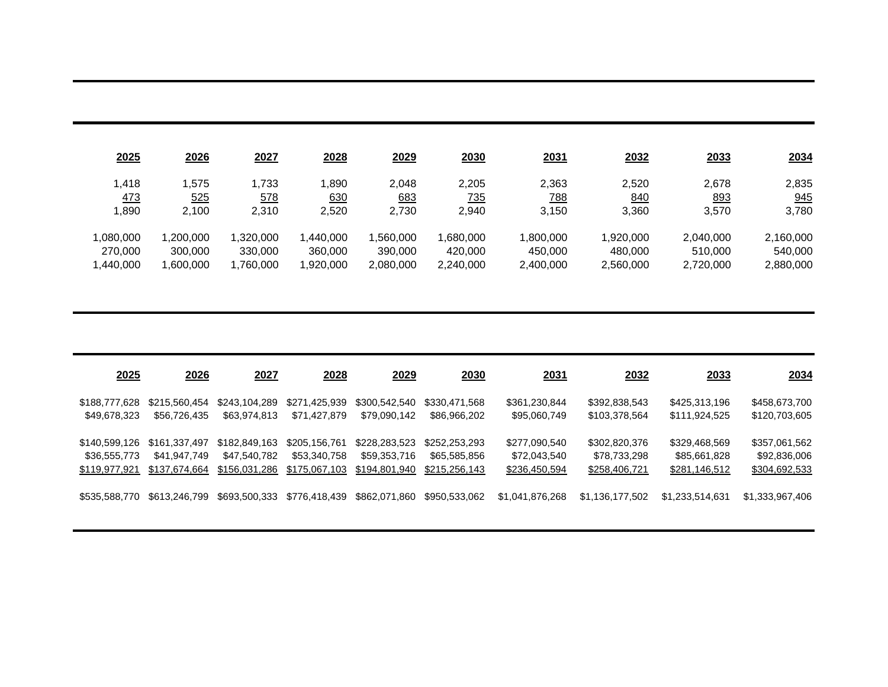| 2025 | 2026 | 2027 | 2028 | 2029 | 2030 | 2031 | 2032 | 2033 | 2034 |
|---|---|---|---|---|---|---|---|---|---|
| 1,418 | 1,575 | 1,733 | 1,890 | 2,048 | 2,205 | 2,363 | 2,520 | 2,678 | 2,835 |
| 473 | 525 | 578 | 630 | 683 | 735 | 788 | 840 | 893 | 945 |
| 1,890 | 2,100 | 2,310 | 2,520 | 2,730 | 2,940 | 3,150 | 3,360 | 3,570 | 3,780 |
| | | | | | | | | | |
| 1,080,000 | 1,200,000 | 1,320,000 | 1,440,000 | 1,560,000 | 1,680,000 | 1,800,000 | 1,920,000 | 2,040,000 | 2,160,000 |
| 270,000 | 300,000 | 330,000 | 360,000 | 390,000 | 420,000 | 450,000 | 480,000 | 510,000 | 540,000 |
| 1,440,000 | 1,600,000 | 1,760,000 | 1,920,000 | 2,080,000 | 2,240,000 | 2,400,000 | 2,560,000 | 2,720,000 | 2,880,000 |

| 2025 | 2026 | 2027 | 2028 | 2029 | 2030 | 2031 | 2032 | 2033 | 2034 |
|---|---|---|---|---|---|---|---|---|---|
| $188,777,628 | $215,560,454 | $243,104,289 | $271,425,939 | $300,542,540 | $330,471,568 | $361,230,844 | $392,838,543 | $425,313,196 | $458,673,700 |
| $49,678,323 | $56,726,435 | $63,974,813 | $71,427,879 | $79,090,142 | $86,966,202 | $95,060,749 | $103,378,564 | $111,924,525 | $120,703,605 |
| | | | | | | | | | |
| $140,599,126 | $161,337,497 | $182,849,163 | $205,156,761 | $228,283,523 | $252,253,293 | $277,090,540 | $302,820,376 | $329,468,569 | $357,061,562 |
| $36,555,773 | $41,947,749 | $47,540,782 | $53,340,758 | $59,353,716 | $65,585,856 | $72,043,540 | $78,733,298 | $85,661,828 | $92,836,006 |
| $119,977,921 | $137,674,664 | $156,031,286 | $175,067,103 | $194,801,940 | $215,256,143 | $236,450,594 | $258,406,721 | $281,146,512 | $304,692,533 |
| | | | | | | | | | |
| $535,588,770 | $613,246,799 | $693,500,333 | $776,418,439 | $862,071,860 | $950,533,062 | $1,041,876,268 | $1,136,177,502 | $1,233,514,631 | $1,333,967,406 |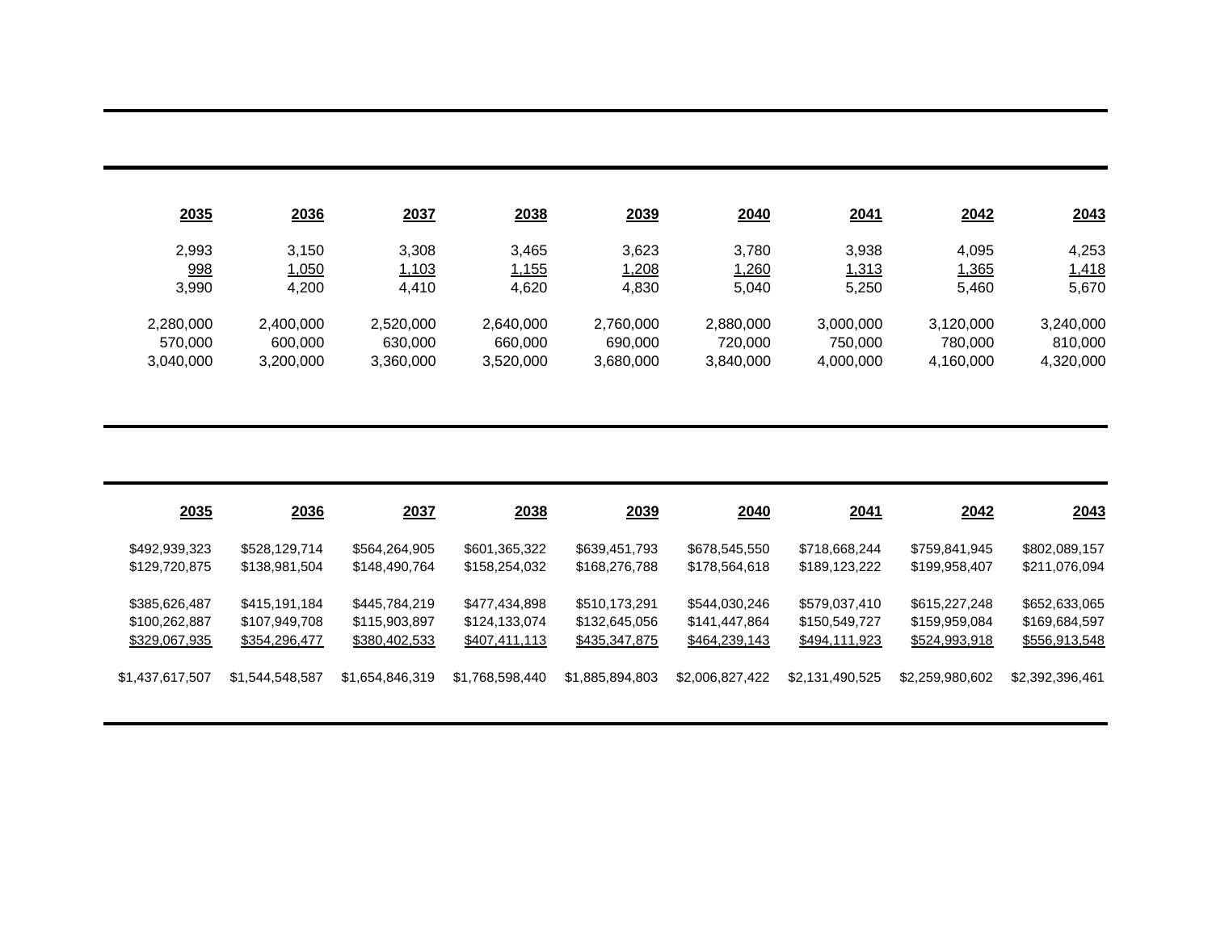| 2035 | 2036 | 2037 | 2038 | 2039 | 2040 | 2041 | 2042 | 2043 |
|---|---|---|---|---|---|---|---|---|
| 2,993 | 3,150 | 3,308 | 3,465 | 3,623 | 3,780 | 3,938 | 4,095 | 4,253 |
| 998 | 1,050 | 1,103 | 1,155 | 1,208 | 1,260 | 1,313 | 1,365 | 1,418 |
| 3,990 | 4,200 | 4,410 | 4,620 | 4,830 | 5,040 | 5,250 | 5,460 | 5,670 |
| | | | | | | | | |
| 2,280,000 | 2,400,000 | 2,520,000 | 2,640,000 | 2,760,000 | 2,880,000 | 3,000,000 | 3,120,000 | 3,240,000 |
| 570,000 | 600,000 | 630,000 | 660,000 | 690,000 | 720,000 | 750,000 | 780,000 | 810,000 |
| 3,040,000 | 3,200,000 | 3,360,000 | 3,520,000 | 3,680,000 | 3,840,000 | 4,000,000 | 4,160,000 | 4,320,000 |

| 2035 | 2036 | 2037 | 2038 | 2039 | 2040 | 2041 | 2042 | 2043 |
|---|---|---|---|---|---|---|---|---|
| $492,939,323 | $528,129,714 | $564,264,905 | $601,365,322 | $639,451,793 | $678,545,550 | $718,668,244 | $759,841,945 | $802,089,157 |
| $129,720,875 | $138,981,504 | $148,490,764 | $158,254,032 | $168,276,788 | $178,564,618 | $189,123,222 | $199,958,407 | $211,076,094 |
| | | | | | | | | |
| $385,626,487 | $415,191,184 | $445,784,219 | $477,434,898 | $510,173,291 | $544,030,246 | $579,037,410 | $615,227,248 | $652,633,065 |
| $100,262,887 | $107,949,708 | $115,903,897 | $124,133,074 | $132,645,056 | $141,447,864 | $150,549,727 | $159,959,084 | $169,684,597 |
| $329,067,935 | $354,296,477 | $380,402,533 | $407,411,113 | $435,347,875 | $464,239,143 | $494,111,923 | $524,993,918 | $556,913,548 |
| | | | | | | | | |
| $1,437,617,507 | $1,544,548,587 | $1,654,846,319 | $1,768,598,440 | $1,885,894,803 | $2,006,827,422 | $2,131,490,525 | $2,259,980,602 | $2,392,396,461 |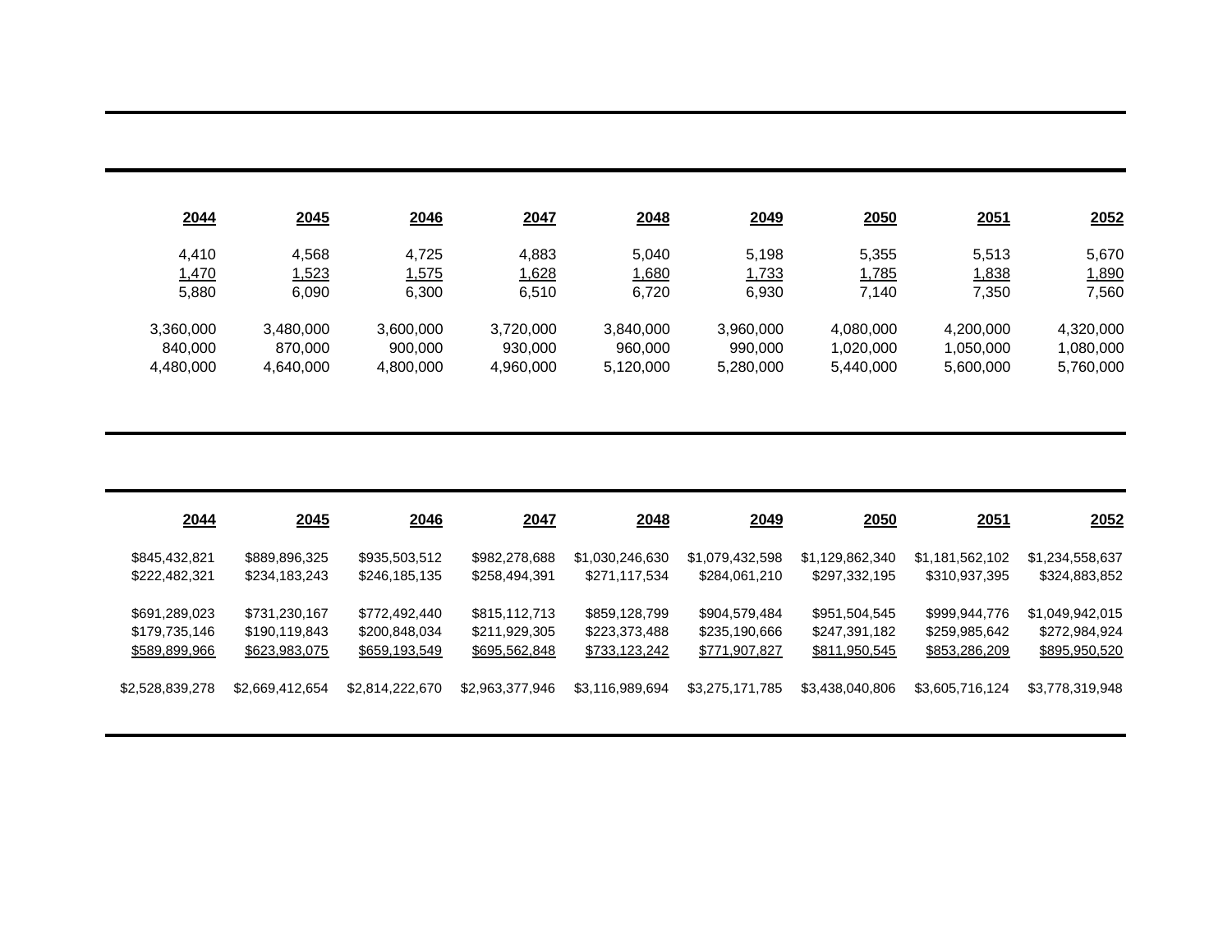| 2044 | 2045 | 2046 | 2047 | 2048 | 2049 | 2050 | 2051 | 2052 |
|---|---|---|---|---|---|---|---|---|
| 4,410 | 4,568 | 4,725 | 4,883 | 5,040 | 5,198 | 5,355 | 5,513 | 5,670 |
| 1,470 | 1,523 | 1,575 | 1,628 | 1,680 | 1,733 | 1,785 | 1,838 | 1,890 |
| 5,880 | 6,090 | 6,300 | 6,510 | 6,720 | 6,930 | 7,140 | 7,350 | 7,560 |
| | | | | | | | | |
| 3,360,000 | 3,480,000 | 3,600,000 | 3,720,000 | 3,840,000 | 3,960,000 | 4,080,000 | 4,200,000 | 4,320,000 |
| 840,000 | 870,000 | 900,000 | 930,000 | 960,000 | 990,000 | 1,020,000 | 1,050,000 | 1,080,000 |
| 4,480,000 | 4,640,000 | 4,800,000 | 4,960,000 | 5,120,000 | 5,280,000 | 5,440,000 | 5,600,000 | 5,760,000 |

| 2044 | 2045 | 2046 | 2047 | 2048 | 2049 | 2050 | 2051 | 2052 |
|---|---|---|---|---|---|---|---|---|
| $845,432,821 | $889,896,325 | $935,503,512 | $982,278,688 | $1,030,246,630 | $1,079,432,598 | $1,129,862,340 | $1,181,562,102 | $1,234,558,637 |
| $222,482,321 | $234,183,243 | $246,185,135 | $258,494,391 | $271,117,534 | $284,061,210 | $297,332,195 | $310,937,395 | $324,883,852 |
| | | | | | | | | |
| $691,289,023 | $731,230,167 | $772,492,440 | $815,112,713 | $859,128,799 | $904,579,484 | $951,504,545 | $999,944,776 | $1,049,942,015 |
| $179,735,146 | $190,119,843 | $200,848,034 | $211,929,305 | $223,373,488 | $235,190,666 | $247,391,182 | $259,985,642 | $272,984,924 |
| $589,899,966 | $623,983,075 | $659,193,549 | $695,562,848 | $733,123,242 | $771,907,827 | $811,950,545 | $853,286,209 | $895,950,520 |
| | | | | | | | | |
| $2,528,839,278 | $2,669,412,654 | $2,814,222,670 | $2,963,377,946 | $3,116,989,694 | $3,275,171,785 | $3,438,040,806 | $3,605,716,124 | $3,778,319,948 |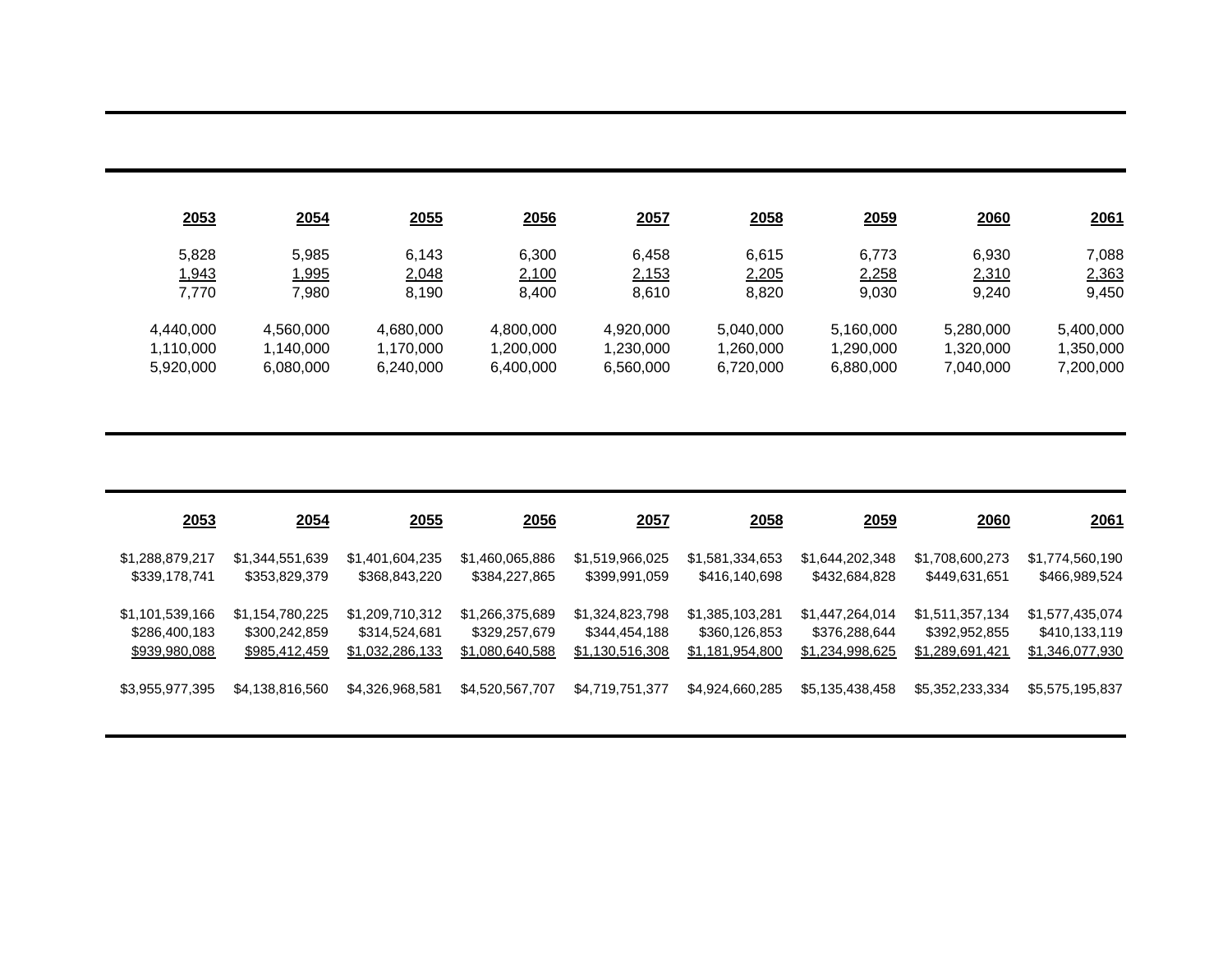| 2053 | 2054 | 2055 | 2056 | 2057 | 2058 | 2059 | 2060 | 2061 |
|---|---|---|---|---|---|---|---|---|
| 5,828 | 5,985 | 6,143 | 6,300 | 6,458 | 6,615 | 6,773 | 6,930 | 7,088 |
| 1,943 | 1,995 | 2,048 | 2,100 | 2,153 | 2,205 | 2,258 | 2,310 | 2,363 |
| 7,770 | 7,980 | 8,190 | 8,400 | 8,610 | 8,820 | 9,030 | 9,240 | 9,450 |
| | | | | | | | | |
| 4,440,000 | 4,560,000 | 4,680,000 | 4,800,000 | 4,920,000 | 5,040,000 | 5,160,000 | 5,280,000 | 5,400,000 |
| 1,110,000 | 1,140,000 | 1,170,000 | 1,200,000 | 1,230,000 | 1,260,000 | 1,290,000 | 1,320,000 | 1,350,000 |
| 5,920,000 | 6,080,000 | 6,240,000 | 6,400,000 | 6,560,000 | 6,720,000 | 6,880,000 | 7,040,000 | 7,200,000 |

| 2053 | 2054 | 2055 | 2056 | 2057 | 2058 | 2059 | 2060 | 2061 |
|---|---|---|---|---|---|---|---|---|
| $1,288,879,217 | $1,344,551,639 | $1,401,604,235 | $1,460,065,886 | $1,519,966,025 | $1,581,334,653 | $1,644,202,348 | $1,708,600,273 | $1,774,560,190 |
| $339,178,741 | $353,829,379 | $368,843,220 | $384,227,865 | $399,991,059 | $416,140,698 | $432,684,828 | $449,631,651 | $466,989,524 |
| | | | | | | | | |
| $1,101,539,166 | $1,154,780,225 | $1,209,710,312 | $1,266,375,689 | $1,324,823,798 | $1,385,103,281 | $1,447,264,014 | $1,511,357,134 | $1,577,435,074 |
| $286,400,183 | $300,242,859 | $314,524,681 | $329,257,679 | $344,454,188 | $360,126,853 | $376,288,644 | $392,952,855 | $410,133,119 |
| $939,980,088 | $985,412,459 | $1,032,286,133 | $1,080,640,588 | $1,130,516,308 | $1,181,954,800 | $1,234,998,625 | $1,289,691,421 | $1,346,077,930 |
| | | | | | | | | |
| $3,955,977,395 | $4,138,816,560 | $4,326,968,581 | $4,520,567,707 | $4,719,751,377 | $4,924,660,285 | $5,135,438,458 | $5,352,233,334 | $5,575,195,837 |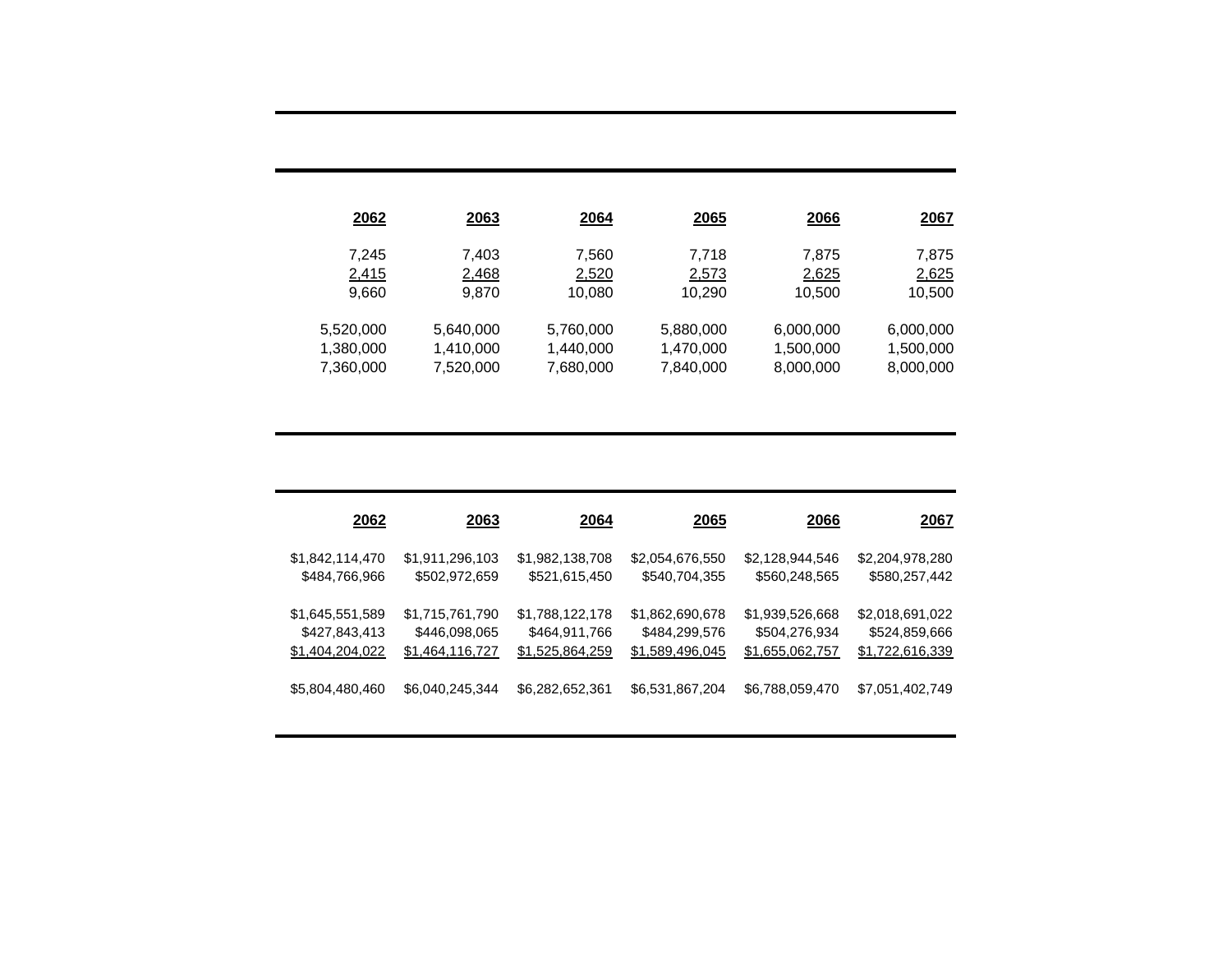| 2062 | 2063 | 2064 | 2065 | 2066 | 2067 |
|---:|---:|---:|---:|---:|---:|
| 7,245 | 7,403 | 7,560 | 7,718 | 7,875 | 7,875 |
| 2,415 | 2,468 | 2,520 | 2,573 | 2,625 | 2,625 |
| 9,660 | 9,870 | 10,080 | 10,290 | 10,500 | 10,500 |
| | | | | | |
| 5,520,000 | 5,640,000 | 5,760,000 | 5,880,000 | 6,000,000 | 6,000,000 |
| 1,380,000 | 1,410,000 | 1,440,000 | 1,470,000 | 1,500,000 | 1,500,000 |
| 7,360,000 | 7,520,000 | 7,680,000 | 7,840,000 | 8,000,000 | 8,000,000 |

| 2062 | 2063 | 2064 | 2065 | 2066 | 2067 |
|---:|---:|---:|---:|---:|---:|
| $1,842,114,470 | $1,911,296,103 | $1,982,138,708 | $2,054,676,550 | $2,128,944,546 | $2,204,978,280 |
| $484,766,966 | $502,972,659 | $521,615,450 | $540,704,355 | $560,248,565 | $580,257,442 |
| | | | | | |
| $1,645,551,589 | $1,715,761,790 | $1,788,122,178 | $1,862,690,678 | $1,939,526,668 | $2,018,691,022 |
| $427,843,413 | $446,098,065 | $464,911,766 | $484,299,576 | $504,276,934 | $524,859,666 |
| $1,404,204,022 | $1,464,116,727 | $1,525,864,259 | $1,589,496,045 | $1,655,062,757 | $1,722,616,339 |
| | | | | | |
| $5,804,480,460 | $6,040,245,344 | $6,282,652,361 | $6,531,867,204 | $6,788,059,470 | $7,051,402,749 |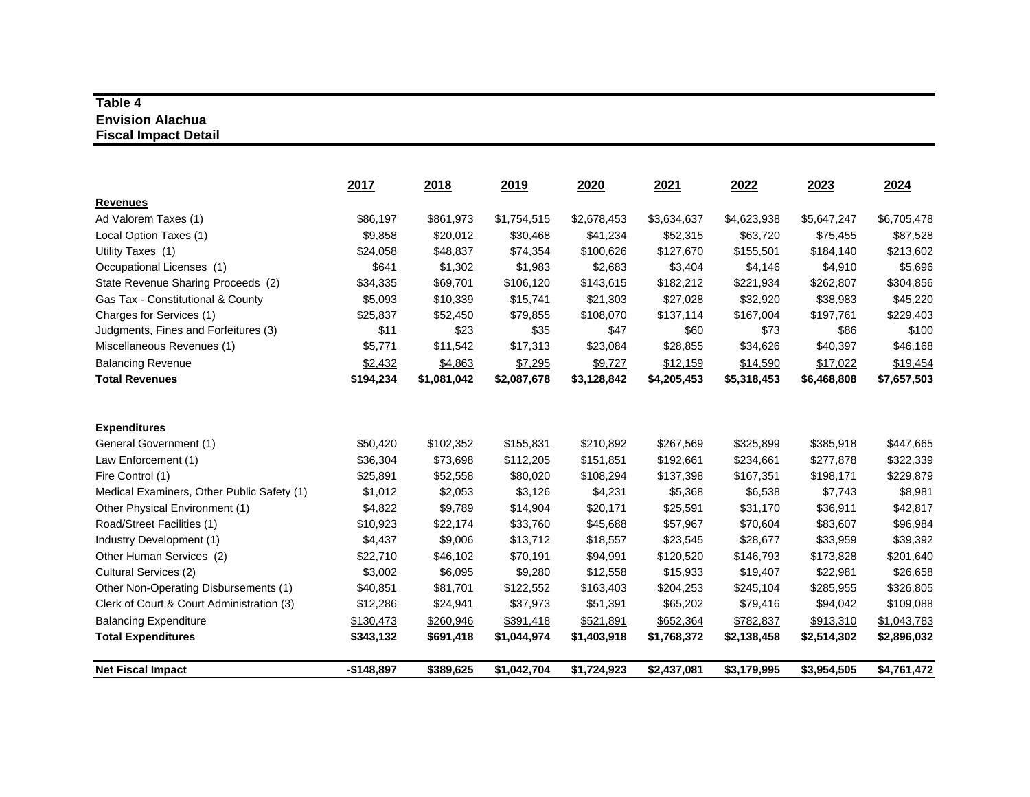**Table 4**
**Envision Alachua**
**Fiscal Impact Detail**

| | 2017 | 2018 | 2019 | 2020 | 2021 | 2022 | 2023 | 2024 |
|---|---|---|---|---|---|---|---|---|
| **Revenues** | | | | | | | | |
| Ad Valorem Taxes (1) | $86,197 | $861,973 | $1,754,515 | $2,678,453 | $3,634,637 | $4,623,938 | $5,647,247 | $6,705,478 |
| Local Option Taxes (1) | $9,858 | $20,012 | $30,468 | $41,234 | $52,315 | $63,720 | $75,455 | $87,528 |
| Utility Taxes (1) | $24,058 | $48,837 | $74,354 | $100,626 | $127,670 | $155,501 | $184,140 | $213,602 |
| Occupational Licenses (1) | $641 | $1,302 | $1,983 | $2,683 | $3,404 | $4,146 | $4,910 | $5,696 |
| State Revenue Sharing Proceeds (2) | $34,335 | $69,701 | $106,120 | $143,615 | $182,212 | $221,934 | $262,807 | $304,856 |
| Gas Tax - Constitutional & County | $5,093 | $10,339 | $15,741 | $21,303 | $27,028 | $32,920 | $38,983 | $45,220 |
| Charges for Services (1) | $25,837 | $52,450 | $79,855 | $108,070 | $137,114 | $167,004 | $197,761 | $229,403 |
| Judgments, Fines and Forfeitures (3) | $11 | $23 | $35 | $47 | $60 | $73 | $86 | $100 |
| Miscellaneous Revenues (1) | $5,771 | $11,542 | $17,313 | $23,084 | $28,855 | $34,626 | $40,397 | $46,168 |
| Balancing Revenue | $2,432 | $4,863 | $7,295 | $9,727 | $12,159 | $14,590 | $17,022 | $19,454 |
| **Total Revenues** | **$194,234** | **$1,081,042** | **$2,087,678** | **$3,128,842** | **$4,205,453** | **$5,318,453** | **$6,468,808** | **$7,657,503** |
| **Expenditures** | | | | | | | | |
| General Government (1) | $50,420 | $102,352 | $155,831 | $210,892 | $267,569 | $325,899 | $385,918 | $447,665 |
| Law Enforcement (1) | $36,304 | $73,698 | $112,205 | $151,851 | $192,661 | $234,661 | $277,878 | $322,339 |
| Fire Control (1) | $25,891 | $52,558 | $80,020 | $108,294 | $137,398 | $167,351 | $198,171 | $229,879 |
| Medical Examiners, Other Public Safety (1) | $1,012 | $2,053 | $3,126 | $4,231 | $5,368 | $6,538 | $7,743 | $8,981 |
| Other Physical Environment (1) | $4,822 | $9,789 | $14,904 | $20,171 | $25,591 | $31,170 | $36,911 | $42,817 |
| Road/Street Facilities (1) | $10,923 | $22,174 | $33,760 | $45,688 | $57,967 | $70,604 | $83,607 | $96,984 |
| Industry Development (1) | $4,437 | $9,006 | $13,712 | $18,557 | $23,545 | $28,677 | $33,959 | $39,392 |
| Other Human Services (2) | $22,710 | $46,102 | $70,191 | $94,991 | $120,520 | $146,793 | $173,828 | $201,640 |
| Cultural Services (2) | $3,002 | $6,095 | $9,280 | $12,558 | $15,933 | $19,407 | $22,981 | $26,658 |
| Other Non-Operating Disbursements (1) | $40,851 | $81,701 | $122,552 | $163,403 | $204,253 | $245,104 | $285,955 | $326,805 |
| Clerk of Court & Court Administration (3) | $12,286 | $24,941 | $37,973 | $51,391 | $65,202 | $79,416 | $94,042 | $109,088 |
| Balancing Expenditure | $130,473 | $260,946 | $391,418 | $521,891 | $652,364 | $782,837 | $913,310 | $1,043,783 |
| **Total Expenditures** | **$343,132** | **$691,418** | **$1,044,974** | **$1,403,918** | **$1,768,372** | **$2,138,458** | **$2,514,302** | **$2,896,032** |
| **Net Fiscal Impact** | **-$148,897** | **$389,625** | **$1,042,704** | **$1,724,923** | **$2,437,081** | **$3,179,995** | **$3,954,505** | **$4,761,472** |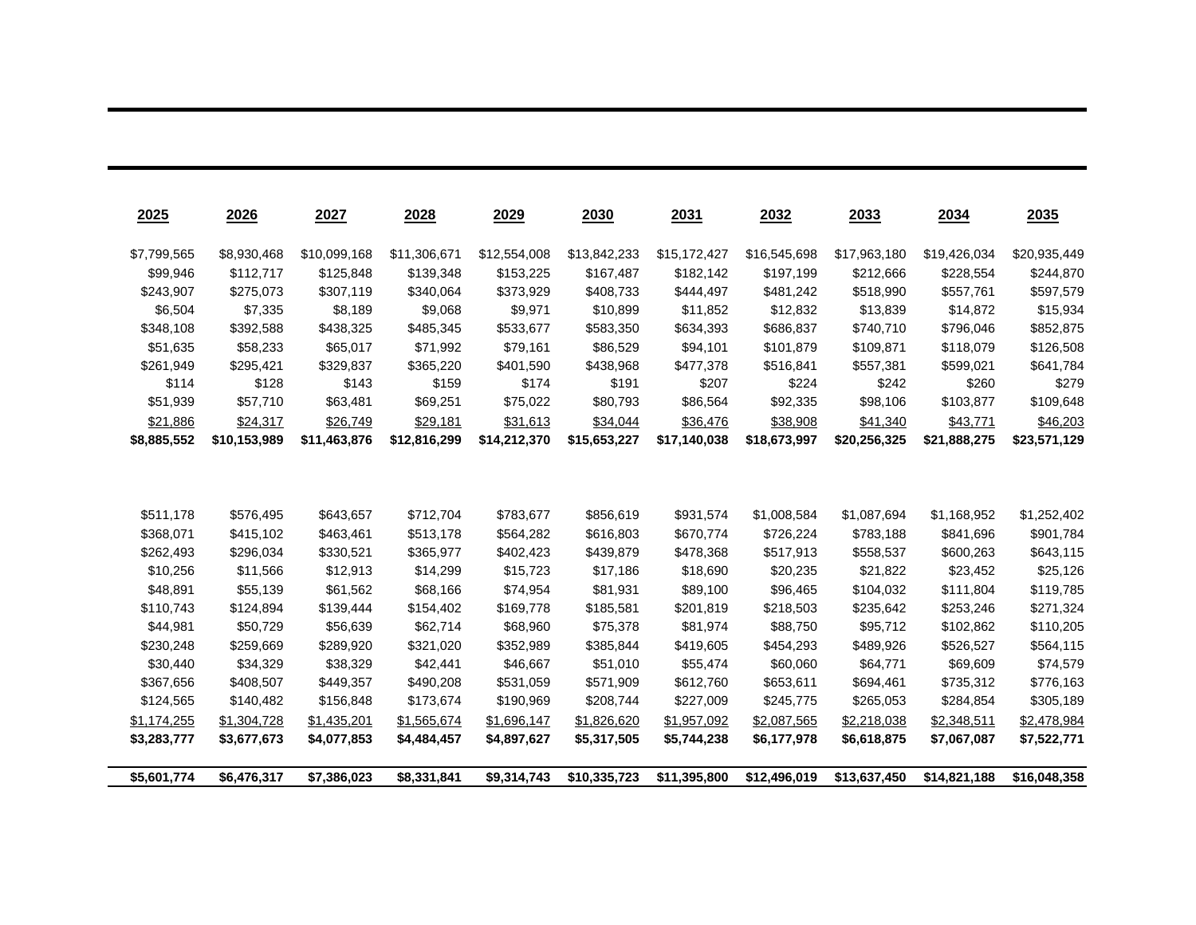| 2025 | 2026 | 2027 | 2028 | 2029 | 2030 | 2031 | 2032 | 2033 | 2034 | 2035 |
|---|---|---|---|---|---|---|---|---|---|---|
| $7,799,565 | $8,930,468 | $10,099,168 | $11,306,671 | $12,554,008 | $13,842,233 | $15,172,427 | $16,545,698 | $17,963,180 | $19,426,034 | $20,935,449 |
| $99,946 | $112,717 | $125,848 | $139,348 | $153,225 | $167,487 | $182,142 | $197,199 | $212,666 | $228,554 | $244,870 |
| $243,907 | $275,073 | $307,119 | $340,064 | $373,929 | $408,733 | $444,497 | $481,242 | $518,990 | $557,761 | $597,579 |
| $6,504 | $7,335 | $8,189 | $9,068 | $9,971 | $10,899 | $11,852 | $12,832 | $13,839 | $14,872 | $15,934 |
| $348,108 | $392,588 | $438,325 | $485,345 | $533,677 | $583,350 | $634,393 | $686,837 | $740,710 | $796,046 | $852,875 |
| $51,635 | $58,233 | $65,017 | $71,992 | $79,161 | $86,529 | $94,101 | $101,879 | $109,871 | $118,079 | $126,508 |
| $261,949 | $295,421 | $329,837 | $365,220 | $401,590 | $438,968 | $477,378 | $516,841 | $557,381 | $599,021 | $641,784 |
| $114 | $128 | $143 | $159 | $174 | $191 | $207 | $224 | $242 | $260 | $279 |
| $51,939 | $57,710 | $63,481 | $69,251 | $75,022 | $80,793 | $86,564 | $92,335 | $98,106 | $103,877 | $109,648 |
| $21,886 | $24,317 | $26,749 | $29,181 | $31,613 | $34,044 | $36,476 | $38,908 | $41,340 | $43,771 | $46,203 |
| **$8,885,552** | **$10,153,989** | **$11,463,876** | **$12,816,299** | **$14,212,370** | **$15,653,227** | **$17,140,038** | **$18,673,997** | **$20,256,325** | **$21,888,275** | **$23,571,129** |
| | | | | | | | | | | |
| $511,178 | $576,495 | $643,657 | $712,704 | $783,677 | $856,619 | $931,574 | $1,008,584 | $1,087,694 | $1,168,952 | $1,252,402 |
| $368,071 | $415,102 | $463,461 | $513,178 | $564,282 | $616,803 | $670,774 | $726,224 | $783,188 | $841,696 | $901,784 |
| $262,493 | $296,034 | $330,521 | $365,977 | $402,423 | $439,879 | $478,368 | $517,913 | $558,537 | $600,263 | $643,115 |
| $10,256 | $11,566 | $12,913 | $14,299 | $15,723 | $17,186 | $18,690 | $20,235 | $21,822 | $23,452 | $25,126 |
| $48,891 | $55,139 | $61,562 | $68,166 | $74,954 | $81,931 | $89,100 | $96,465 | $104,032 | $111,804 | $119,785 |
| $110,743 | $124,894 | $139,444 | $154,402 | $169,778 | $185,581 | $201,819 | $218,503 | $235,642 | $253,246 | $271,324 |
| $44,981 | $50,729 | $56,639 | $62,714 | $68,960 | $75,378 | $81,974 | $88,750 | $95,712 | $102,862 | $110,205 |
| $230,248 | $259,669 | $289,920 | $321,020 | $352,989 | $385,844 | $419,605 | $454,293 | $489,926 | $526,527 | $564,115 |
| $30,440 | $34,329 | $38,329 | $42,441 | $46,667 | $51,010 | $55,474 | $60,060 | $64,771 | $69,609 | $74,579 |
| $367,656 | $408,507 | $449,357 | $490,208 | $531,059 | $571,909 | $612,760 | $653,611 | $694,461 | $735,312 | $776,163 |
| $124,565 | $140,482 | $156,848 | $173,674 | $190,969 | $208,744 | $227,009 | $245,775 | $265,053 | $284,854 | $305,189 |
| $1,174,255 | $1,304,728 | $1,435,201 | $1,565,674 | $1,696,147 | $1,826,620 | $1,957,092 | $2,087,565 | $2,218,038 | $2,348,511 | $2,478,984 |
| **$3,283,777** | **$3,677,673** | **$4,077,853** | **$4,484,457** | **$4,897,627** | **$5,317,505** | **$5,744,238** | **$6,177,978** | **$6,618,875** | **$7,067,087** | **$7,522,771** |
| | | | | | | | | | | |
| **$5,601,774** | **$6,476,317** | **$7,386,023** | **$8,331,841** | **$9,314,743** | **$10,335,723** | **$11,395,800** | **$12,496,019** | **$13,637,450** | **$14,821,188** | **$16,048,358** |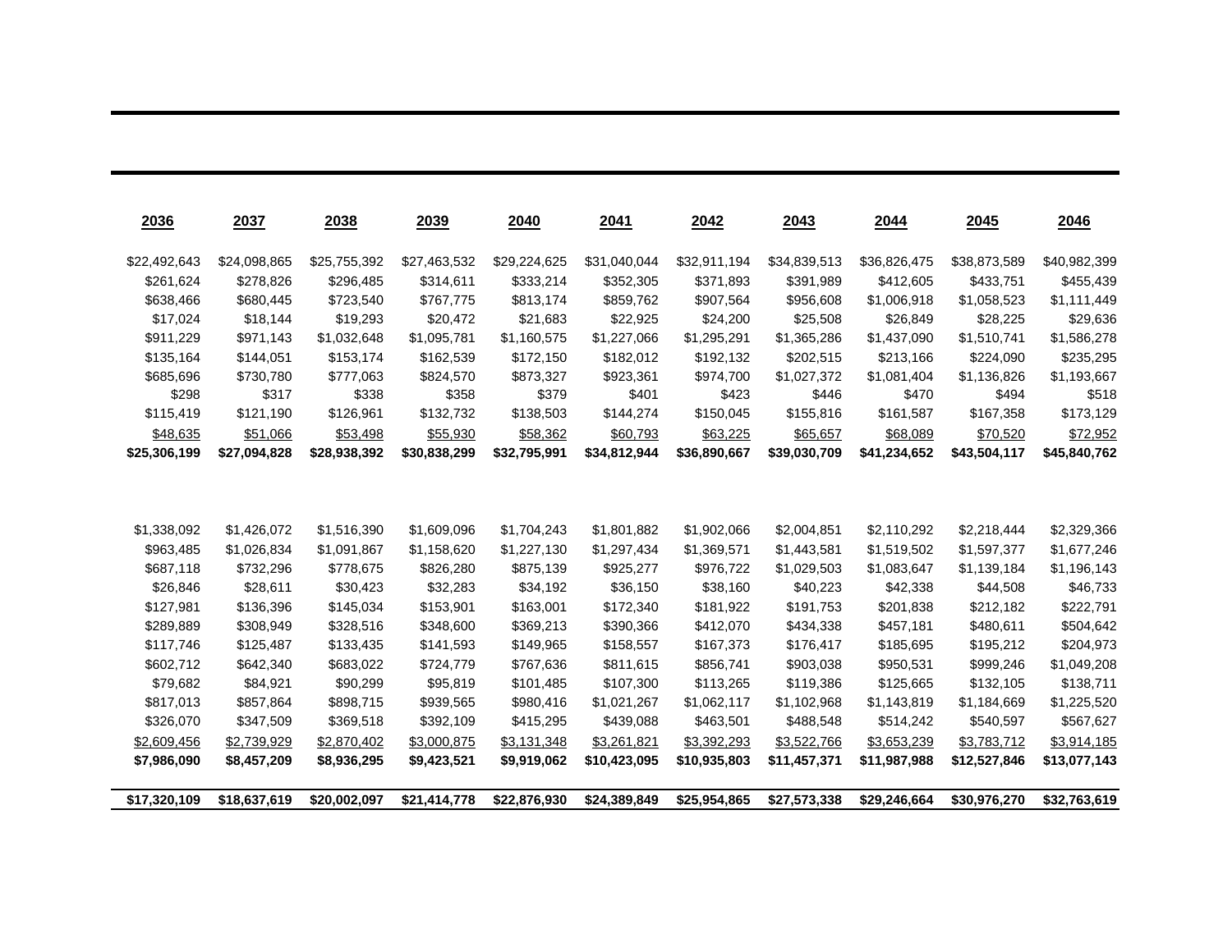| 2036 | 2037 | 2038 | 2039 | 2040 | 2041 | 2042 | 2043 | 2044 | 2045 | 2046 |
|---|---|---|---|---|---|---|---|---|---|---|
| $22,492,643 | $24,098,865 | $25,755,392 | $27,463,532 | $29,224,625 | $31,040,044 | $32,911,194 | $34,839,513 | $36,826,475 | $38,873,589 | $40,982,399 |
| $261,624 | $278,826 | $296,485 | $314,611 | $333,214 | $352,305 | $371,893 | $391,989 | $412,605 | $433,751 | $455,439 |
| $638,466 | $680,445 | $723,540 | $767,775 | $813,174 | $859,762 | $907,564 | $956,608 | $1,006,918 | $1,058,523 | $1,111,449 |
| $17,024 | $18,144 | $19,293 | $20,472 | $21,683 | $22,925 | $24,200 | $25,508 | $26,849 | $28,225 | $29,636 |
| $911,229 | $971,143 | $1,032,648 | $1,095,781 | $1,160,575 | $1,227,066 | $1,295,291 | $1,365,286 | $1,437,090 | $1,510,741 | $1,586,278 |
| $135,164 | $144,051 | $153,174 | $162,539 | $172,150 | $182,012 | $192,132 | $202,515 | $213,166 | $224,090 | $235,295 |
| $685,696 | $730,780 | $777,063 | $824,570 | $873,327 | $923,361 | $974,700 | $1,027,372 | $1,081,404 | $1,136,826 | $1,193,667 |
| $298 | $317 | $338 | $358 | $379 | $401 | $423 | $446 | $470 | $494 | $518 |
| $115,419 | $121,190 | $126,961 | $132,732 | $138,503 | $144,274 | $150,045 | $155,816 | $161,587 | $167,358 | $173,129 |
| $48,635 | $51,066 | $53,498 | $55,930 | $58,362 | $60,793 | $63,225 | $65,657 | $68,089 | $70,520 | $72,952 |
| **$25,306,199** | **$27,094,828** | **$28,938,392** | **$30,838,299** | **$32,795,991** | **$34,812,944** | **$36,890,667** | **$39,030,709** | **$41,234,652** | **$43,504,117** | **$45,840,762** |
| | | | | | | | | | | |
| $1,338,092 | $1,426,072 | $1,516,390 | $1,609,096 | $1,704,243 | $1,801,882 | $1,902,066 | $2,004,851 | $2,110,292 | $2,218,444 | $2,329,366 |
| $963,485 | $1,026,834 | $1,091,867 | $1,158,620 | $1,227,130 | $1,297,434 | $1,369,571 | $1,443,581 | $1,519,502 | $1,597,377 | $1,677,246 |
| $687,118 | $732,296 | $778,675 | $826,280 | $875,139 | $925,277 | $976,722 | $1,029,503 | $1,083,647 | $1,139,184 | $1,196,143 |
| $26,846 | $28,611 | $30,423 | $32,283 | $34,192 | $36,150 | $38,160 | $40,223 | $42,338 | $44,508 | $46,733 |
| $127,981 | $136,396 | $145,034 | $153,901 | $163,001 | $172,340 | $181,922 | $191,753 | $201,838 | $212,182 | $222,791 |
| $289,889 | $308,949 | $328,516 | $348,600 | $369,213 | $390,366 | $412,070 | $434,338 | $457,181 | $480,611 | $504,642 |
| $117,746 | $125,487 | $133,435 | $141,593 | $149,965 | $158,557 | $167,373 | $176,417 | $185,695 | $195,212 | $204,973 |
| $602,712 | $642,340 | $683,022 | $724,779 | $767,636 | $811,615 | $856,741 | $903,038 | $950,531 | $999,246 | $1,049,208 |
| $79,682 | $84,921 | $90,299 | $95,819 | $101,485 | $107,300 | $113,265 | $119,386 | $125,665 | $132,105 | $138,711 |
| $817,013 | $857,864 | $898,715 | $939,565 | $980,416 | $1,021,267 | $1,062,117 | $1,102,968 | $1,143,819 | $1,184,669 | $1,225,520 |
| $326,070 | $347,509 | $369,518 | $392,109 | $415,295 | $439,088 | $463,501 | $488,548 | $514,242 | $540,597 | $567,627 |
| $2,609,456 | $2,739,929 | $2,870,402 | $3,000,875 | $3,131,348 | $3,261,821 | $3,392,293 | $3,522,766 | $3,653,239 | $3,783,712 | $3,914,185 |
| **$7,986,090** | **$8,457,209** | **$8,936,295** | **$9,423,521** | **$9,919,062** | **$10,423,095** | **$10,935,803** | **$11,457,371** | **$11,987,988** | **$12,527,846** | **$13,077,143** |
| | | | | | | | | | | |
| **$17,320,109** | **$18,637,619** | **$20,002,097** | **$21,414,778** | **$22,876,930** | **$24,389,849** | **$25,954,865** | **$27,573,338** | **$29,246,664** | **$30,976,270** | **$32,763,619** |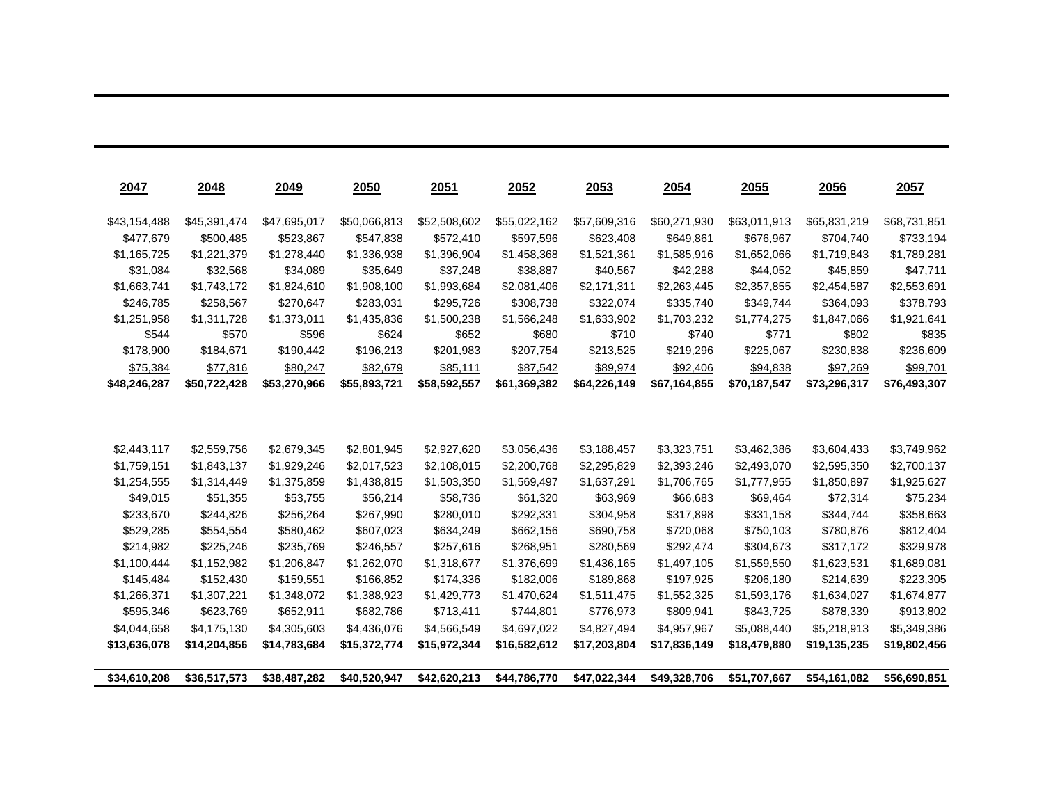| 2047 | 2048 | 2049 | 2050 | 2051 | 2052 | 2053 | 2054 | 2055 | 2056 | 2057 |
|---|---|---|---|---|---|---|---|---|---|---|
| $43,154,488 | $45,391,474 | $47,695,017 | $50,066,813 | $52,508,602 | $55,022,162 | $57,609,316 | $60,271,930 | $63,011,913 | $65,831,219 | $68,731,851 |
| $477,679 | $500,485 | $523,867 | $547,838 | $572,410 | $597,596 | $623,408 | $649,861 | $676,967 | $704,740 | $733,194 |
| $1,165,725 | $1,221,379 | $1,278,440 | $1,336,938 | $1,396,904 | $1,458,368 | $1,521,361 | $1,585,916 | $1,652,066 | $1,719,843 | $1,789,281 |
| $31,084 | $32,568 | $34,089 | $35,649 | $37,248 | $38,887 | $40,567 | $42,288 | $44,052 | $45,859 | $47,711 |
| $1,663,741 | $1,743,172 | $1,824,610 | $1,908,100 | $1,993,684 | $2,081,406 | $2,171,311 | $2,263,445 | $2,357,855 | $2,454,587 | $2,553,691 |
| $246,785 | $258,567 | $270,647 | $283,031 | $295,726 | $308,738 | $322,074 | $335,740 | $349,744 | $364,093 | $378,793 |
| $1,251,958 | $1,311,728 | $1,373,011 | $1,435,836 | $1,500,238 | $1,566,248 | $1,633,902 | $1,703,232 | $1,774,275 | $1,847,066 | $1,921,641 |
| $544 | $570 | $596 | $624 | $652 | $680 | $710 | $740 | $771 | $802 | $835 |
| $178,900 | $184,671 | $190,442 | $196,213 | $201,983 | $207,754 | $213,525 | $219,296 | $225,067 | $230,838 | $236,609 |
| $75,384 | $77,816 | $80,247 | $82,679 | $85,111 | $87,542 | $89,974 | $92,406 | $94,838 | $97,269 | $99,701 |
| **$48,246,287** | **$50,722,428** | **$53,270,966** | **$55,893,721** | **$58,592,557** | **$61,369,382** | **$64,226,149** | **$67,164,855** | **$70,187,547** | **$73,296,317** | **$76,493,307** |
| | | | | | | | | | | |
| $2,443,117 | $2,559,756 | $2,679,345 | $2,801,945 | $2,927,620 | $3,056,436 | $3,188,457 | $3,323,751 | $3,462,386 | $3,604,433 | $3,749,962 |
| $1,759,151 | $1,843,137 | $1,929,246 | $2,017,523 | $2,108,015 | $2,200,768 | $2,295,829 | $2,393,246 | $2,493,070 | $2,595,350 | $2,700,137 |
| $1,254,555 | $1,314,449 | $1,375,859 | $1,438,815 | $1,503,350 | $1,569,497 | $1,637,291 | $1,706,765 | $1,777,955 | $1,850,897 | $1,925,627 |
| $49,015 | $51,355 | $53,755 | $56,214 | $58,736 | $61,320 | $63,969 | $66,683 | $69,464 | $72,314 | $75,234 |
| $233,670 | $244,826 | $256,264 | $267,990 | $280,010 | $292,331 | $304,958 | $317,898 | $331,158 | $344,744 | $358,663 |
| $529,285 | $554,554 | $580,462 | $607,023 | $634,249 | $662,156 | $690,758 | $720,068 | $750,103 | $780,876 | $812,404 |
| $214,982 | $225,246 | $235,769 | $246,557 | $257,616 | $268,951 | $280,569 | $292,474 | $304,673 | $317,172 | $329,978 |
| $1,100,444 | $1,152,982 | $1,206,847 | $1,262,070 | $1,318,677 | $1,376,699 | $1,436,165 | $1,497,105 | $1,559,550 | $1,623,531 | $1,689,081 |
| $145,484 | $152,430 | $159,551 | $166,852 | $174,336 | $182,006 | $189,868 | $197,925 | $206,180 | $214,639 | $223,305 |
| $1,266,371 | $1,307,221 | $1,348,072 | $1,388,923 | $1,429,773 | $1,470,624 | $1,511,475 | $1,552,325 | $1,593,176 | $1,634,027 | $1,674,877 |
| $595,346 | $623,769 | $652,911 | $682,786 | $713,411 | $744,801 | $776,973 | $809,941 | $843,725 | $878,339 | $913,802 |
| $4,044,658 | $4,175,130 | $4,305,603 | $4,436,076 | $4,566,549 | $4,697,022 | $4,827,494 | $4,957,967 | $5,088,440 | $5,218,913 | $5,349,386 |
| **$13,636,078** | **$14,204,856** | **$14,783,684** | **$15,372,774** | **$15,972,344** | **$16,582,612** | **$17,203,804** | **$17,836,149** | **$18,479,880** | **$19,135,235** | **$19,802,456** |
| | | | | | | | | | | |
| **$34,610,208** | **$36,517,573** | **$38,487,282** | **$40,520,947** | **$42,620,213** | **$44,786,770** | **$47,022,344** | **$49,328,706** | **$51,707,667** | **$54,161,082** | **$56,690,851** |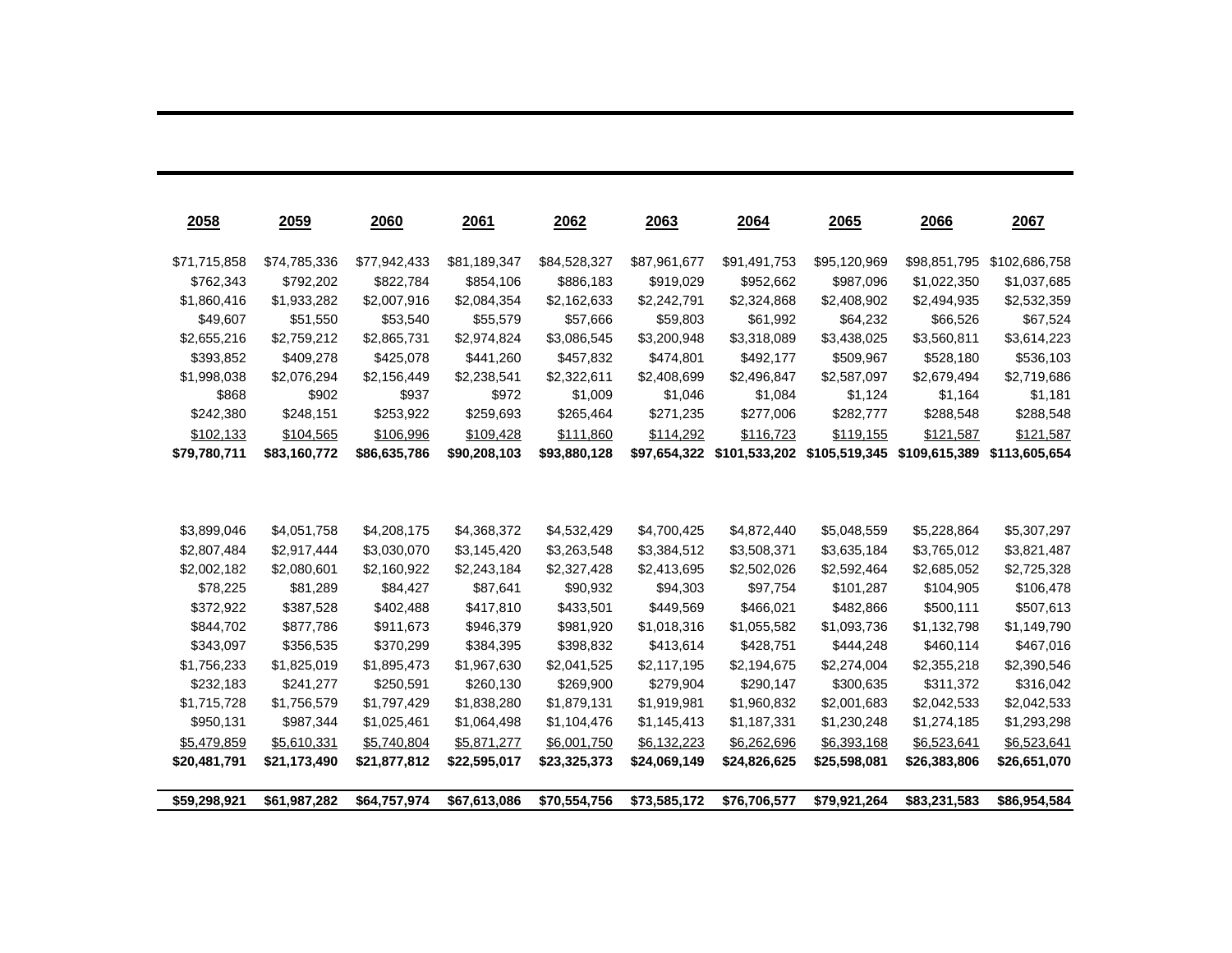| 2058 | 2059 | 2060 | 2061 | 2062 | 2063 | 2064 | 2065 | 2066 | 2067 |
|---|---|---|---|---|---|---|---|---|---|
| $71,715,858 | $74,785,336 | $77,942,433 | $81,189,347 | $84,528,327 | $87,961,677 | $91,491,753 | $95,120,969 | $98,851,795 | $102,686,758 |
| $762,343 | $792,202 | $822,784 | $854,106 | $886,183 | $919,029 | $952,662 | $987,096 | $1,022,350 | $1,037,685 |
| $1,860,416 | $1,933,282 | $2,007,916 | $2,084,354 | $2,162,633 | $2,242,791 | $2,324,868 | $2,408,902 | $2,494,935 | $2,532,359 |
| $49,607 | $51,550 | $53,540 | $55,579 | $57,666 | $59,803 | $61,992 | $64,232 | $66,526 | $67,524 |
| $2,655,216 | $2,759,212 | $2,865,731 | $2,974,824 | $3,086,545 | $3,200,948 | $3,318,089 | $3,438,025 | $3,560,811 | $3,614,223 |
| $393,852 | $409,278 | $425,078 | $441,260 | $457,832 | $474,801 | $492,177 | $509,967 | $528,180 | $536,103 |
| $1,998,038 | $2,076,294 | $2,156,449 | $2,238,541 | $2,322,611 | $2,408,699 | $2,496,847 | $2,587,097 | $2,679,494 | $2,719,686 |
| $868 | $902 | $937 | $972 | $1,009 | $1,046 | $1,084 | $1,124 | $1,164 | $1,181 |
| $242,380 | $248,151 | $253,922 | $259,693 | $265,464 | $271,235 | $277,006 | $282,777 | $288,548 | $288,548 |
| $102,133 | $104,565 | $106,996 | $109,428 | $111,860 | $114,292 | $116,723 | $119,155 | $121,587 | $121,587 |
| **$79,780,711** | **$83,160,772** | **$86,635,786** | **$90,208,103** | **$93,880,128** | **$97,654,322** | **$101,533,202** | **$105,519,345** | **$109,615,389** | **$113,605,654** |
| | | | | | | | | | |
| $3,899,046 | $4,051,758 | $4,208,175 | $4,368,372 | $4,532,429 | $4,700,425 | $4,872,440 | $5,048,559 | $5,228,864 | $5,307,297 |
| $2,807,484 | $2,917,444 | $3,030,070 | $3,145,420 | $3,263,548 | $3,384,512 | $3,508,371 | $3,635,184 | $3,765,012 | $3,821,487 |
| $2,002,182 | $2,080,601 | $2,160,922 | $2,243,184 | $2,327,428 | $2,413,695 | $2,502,026 | $2,592,464 | $2,685,052 | $2,725,328 |
| $78,225 | $81,289 | $84,427 | $87,641 | $90,932 | $94,303 | $97,754 | $101,287 | $104,905 | $106,478 |
| $372,922 | $387,528 | $402,488 | $417,810 | $433,501 | $449,569 | $466,021 | $482,866 | $500,111 | $507,613 |
| $844,702 | $877,786 | $911,673 | $946,379 | $981,920 | $1,018,316 | $1,055,582 | $1,093,736 | $1,132,798 | $1,149,790 |
| $343,097 | $356,535 | $370,299 | $384,395 | $398,832 | $413,614 | $428,751 | $444,248 | $460,114 | $467,016 |
| $1,756,233 | $1,825,019 | $1,895,473 | $1,967,630 | $2,041,525 | $2,117,195 | $2,194,675 | $2,274,004 | $2,355,218 | $2,390,546 |
| $232,183 | $241,277 | $250,591 | $260,130 | $269,900 | $279,904 | $290,147 | $300,635 | $311,372 | $316,042 |
| $1,715,728 | $1,756,579 | $1,797,429 | $1,838,280 | $1,879,131 | $1,919,981 | $1,960,832 | $2,001,683 | $2,042,533 | $2,042,533 |
| $950,131 | $987,344 | $1,025,461 | $1,064,498 | $1,104,476 | $1,145,413 | $1,187,331 | $1,230,248 | $1,274,185 | $1,293,298 |
| $5,479,859 | $5,610,331 | $5,740,804 | $5,871,277 | $6,001,750 | $6,132,223 | $6,262,696 | $6,393,168 | $6,523,641 | $6,523,641 |
| **$20,481,791** | **$21,173,490** | **$21,877,812** | **$22,595,017** | **$23,325,373** | **$24,069,149** | **$24,826,625** | **$25,598,081** | **$26,383,806** | **$26,651,070** |
| | | | | | | | | | |
| **$59,298,921** | **$61,987,282** | **$64,757,974** | **$67,613,086** | **$70,554,756** | **$73,585,172** | **$76,706,577** | **$79,921,264** | **$83,231,583** | **$86,954,584** |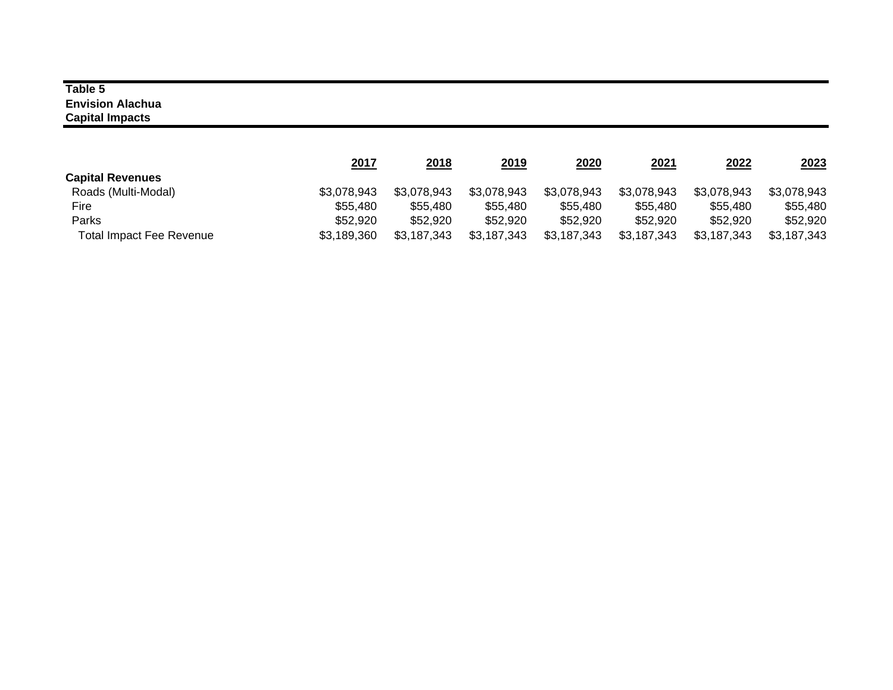**Table 5**
**Envision Alachua**
**Capital Impacts**

| | 2017 | 2018 | 2019 | 2020 | 2021 | 2022 | 2023 |
|---|---|---|---|---|---|---|---|
| **Capital Revenues** | | | | | | | |
| Roads (Multi-Modal) | $3,078,943 | $3,078,943 | $3,078,943 | $3,078,943 | $3,078,943 | $3,078,943 | $3,078,943 |
| Fire | $55,480 | $55,480 | $55,480 | $55,480 | $55,480 | $55,480 | $55,480 |
| Parks | $52,920 | $52,920 | $52,920 | $52,920 | $52,920 | $52,920 | $52,920 |
| Total Impact Fee Revenue | $3,189,360 | $3,187,343 | $3,187,343 | $3,187,343 | $3,187,343 | $3,187,343 | $3,187,343 |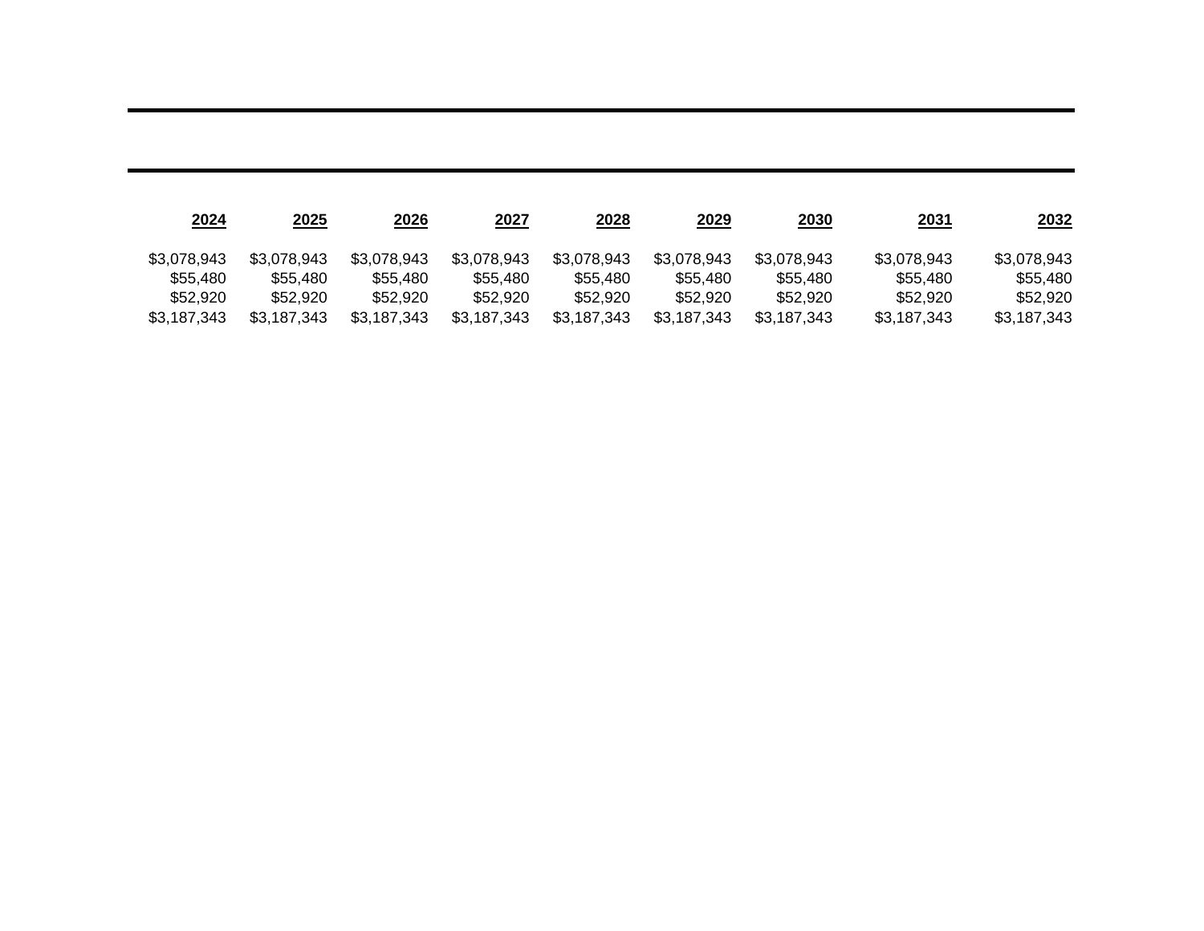| 2024 | 2025 | 2026 | 2027 | 2028 | 2029 | 2030 | 2031 | 2032 |
|---|---|---|---|---|---|---|---|---|
| $3,078,943 | $3,078,943 | $3,078,943 | $3,078,943 | $3,078,943 | $3,078,943 | $3,078,943 | $3,078,943 | $3,078,943 |
| $55,480 | $55,480 | $55,480 | $55,480 | $55,480 | $55,480 | $55,480 | $55,480 | $55,480 |
| $52,920 | $52,920 | $52,920 | $52,920 | $52,920 | $52,920 | $52,920 | $52,920 | $52,920 |
| $3,187,343 | $3,187,343 | $3,187,343 | $3,187,343 | $3,187,343 | $3,187,343 | $3,187,343 | $3,187,343 | $3,187,343 |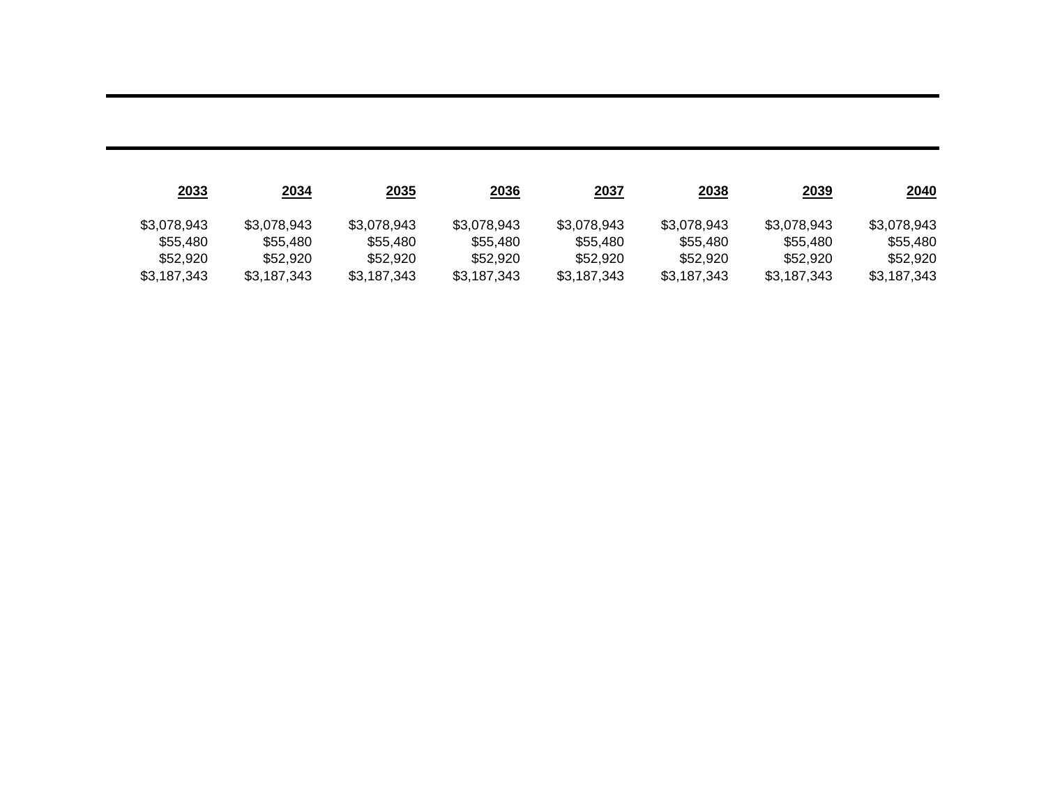| 2033 | 2034 | 2035 | 2036 | 2037 | 2038 | 2039 | 2040 |
|---|---|---|---|---|---|---|---|
| $3,078,943 | $3,078,943 | $3,078,943 | $3,078,943 | $3,078,943 | $3,078,943 | $3,078,943 | $3,078,943 |
| $55,480 | $55,480 | $55,480 | $55,480 | $55,480 | $55,480 | $55,480 | $55,480 |
| $52,920 | $52,920 | $52,920 | $52,920 | $52,920 | $52,920 | $52,920 | $52,920 |
| $3,187,343 | $3,187,343 | $3,187,343 | $3,187,343 | $3,187,343 | $3,187,343 | $3,187,343 | $3,187,343 |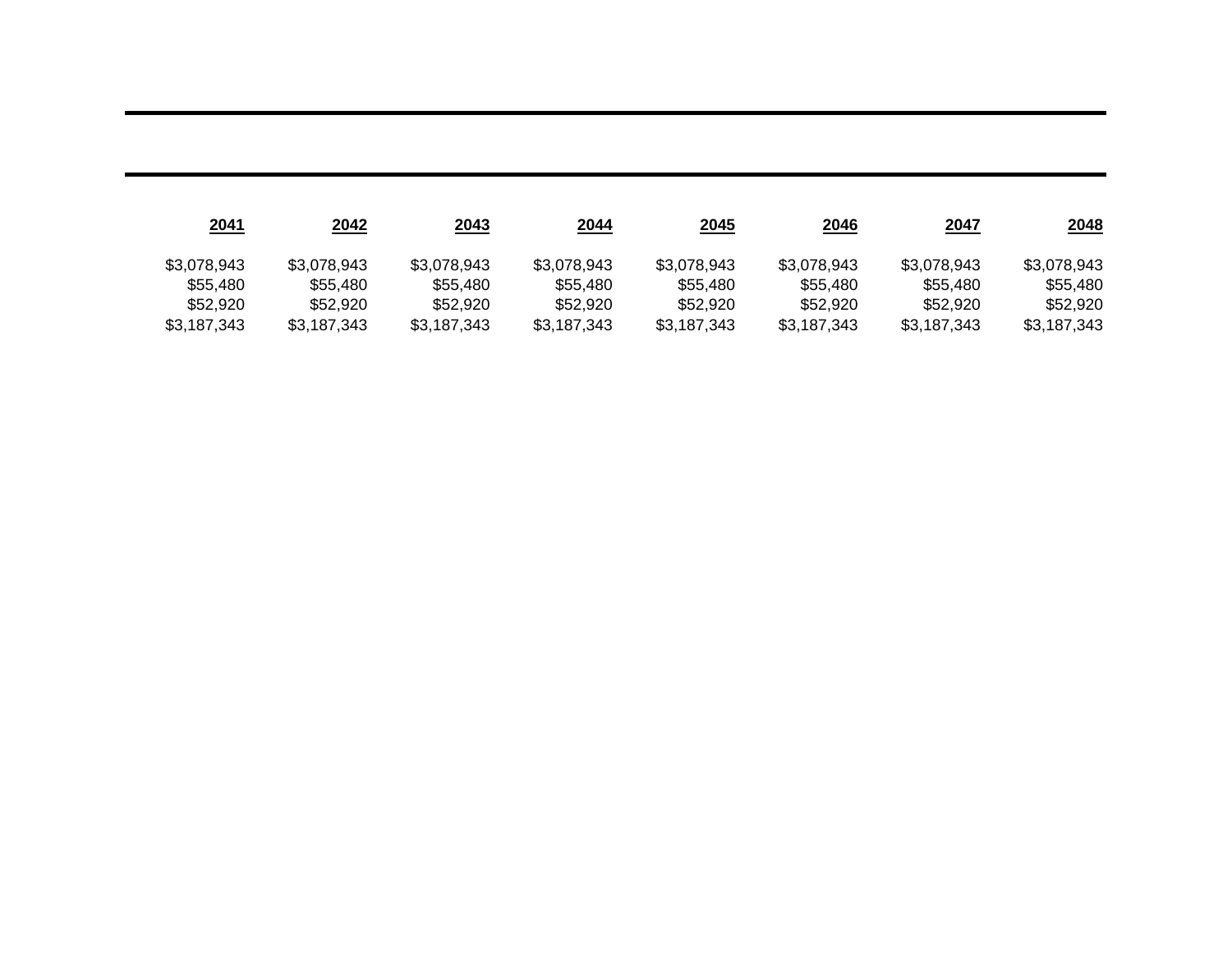| 2041 | 2042 | 2043 | 2044 | 2045 | 2046 | 2047 | 2048 |
|---|---|---|---|---|---|---|---|
| $3,078,943 | $3,078,943 | $3,078,943 | $3,078,943 | $3,078,943 | $3,078,943 | $3,078,943 | $3,078,943 |
| $55,480 | $55,480 | $55,480 | $55,480 | $55,480 | $55,480 | $55,480 | $55,480 |
| $52,920 | $52,920 | $52,920 | $52,920 | $52,920 | $52,920 | $52,920 | $52,920 |
| $3,187,343 | $3,187,343 | $3,187,343 | $3,187,343 | $3,187,343 | $3,187,343 | $3,187,343 | $3,187,343 |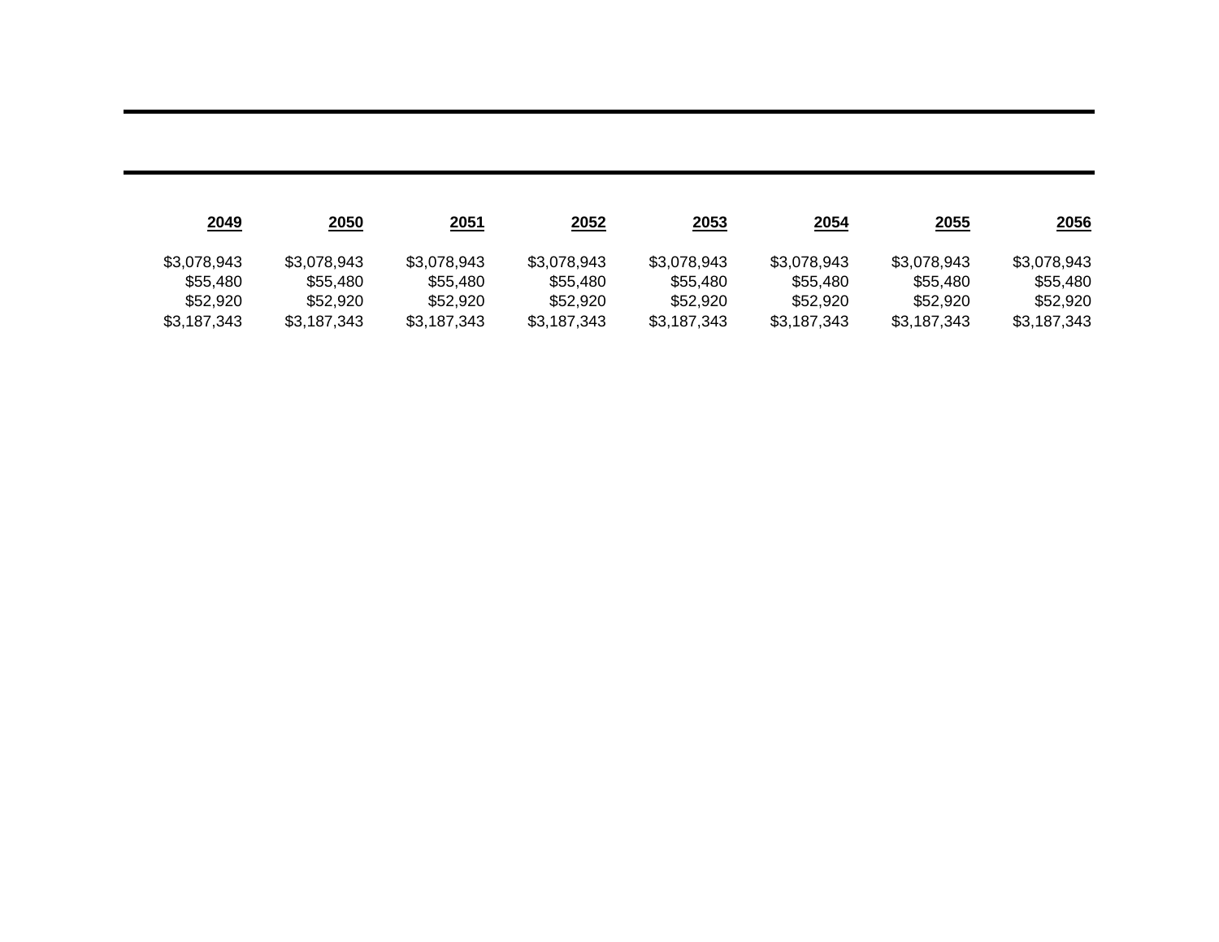| 2049 | 2050 | 2051 | 2052 | 2053 | 2054 | 2055 | 2056 |
|---|---|---|---|---|---|---|---|
| $3,078,943 | $3,078,943 | $3,078,943 | $3,078,943 | $3,078,943 | $3,078,943 | $3,078,943 | $3,078,943 |
| $55,480 | $55,480 | $55,480 | $55,480 | $55,480 | $55,480 | $55,480 | $55,480 |
| $52,920 | $52,920 | $52,920 | $52,920 | $52,920 | $52,920 | $52,920 | $52,920 |
| $3,187,343 | $3,187,343 | $3,187,343 | $3,187,343 | $3,187,343 | $3,187,343 | $3,187,343 | $3,187,343 |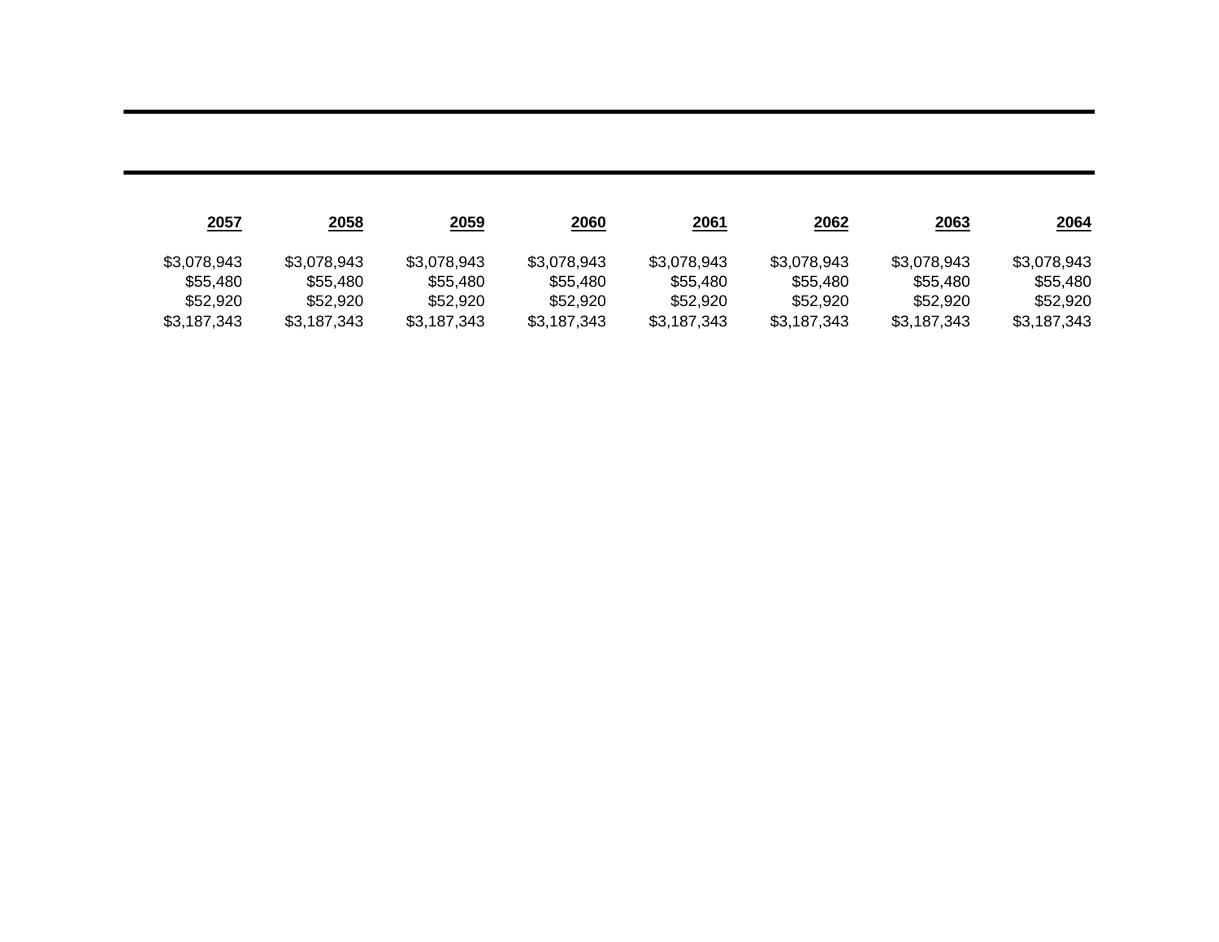| 2057 | 2058 | 2059 | 2060 | 2061 | 2062 | 2063 | 2064 |
|---|---|---|---|---|---|---|---|
| $3,078,943 | $3,078,943 | $3,078,943 | $3,078,943 | $3,078,943 | $3,078,943 | $3,078,943 | $3,078,943 |
| $55,480 | $55,480 | $55,480 | $55,480 | $55,480 | $55,480 | $55,480 | $55,480 |
| $52,920 | $52,920 | $52,920 | $52,920 | $52,920 | $52,920 | $52,920 | $52,920 |
| $3,187,343 | $3,187,343 | $3,187,343 | $3,187,343 | $3,187,343 | $3,187,343 | $3,187,343 | $3,187,343 |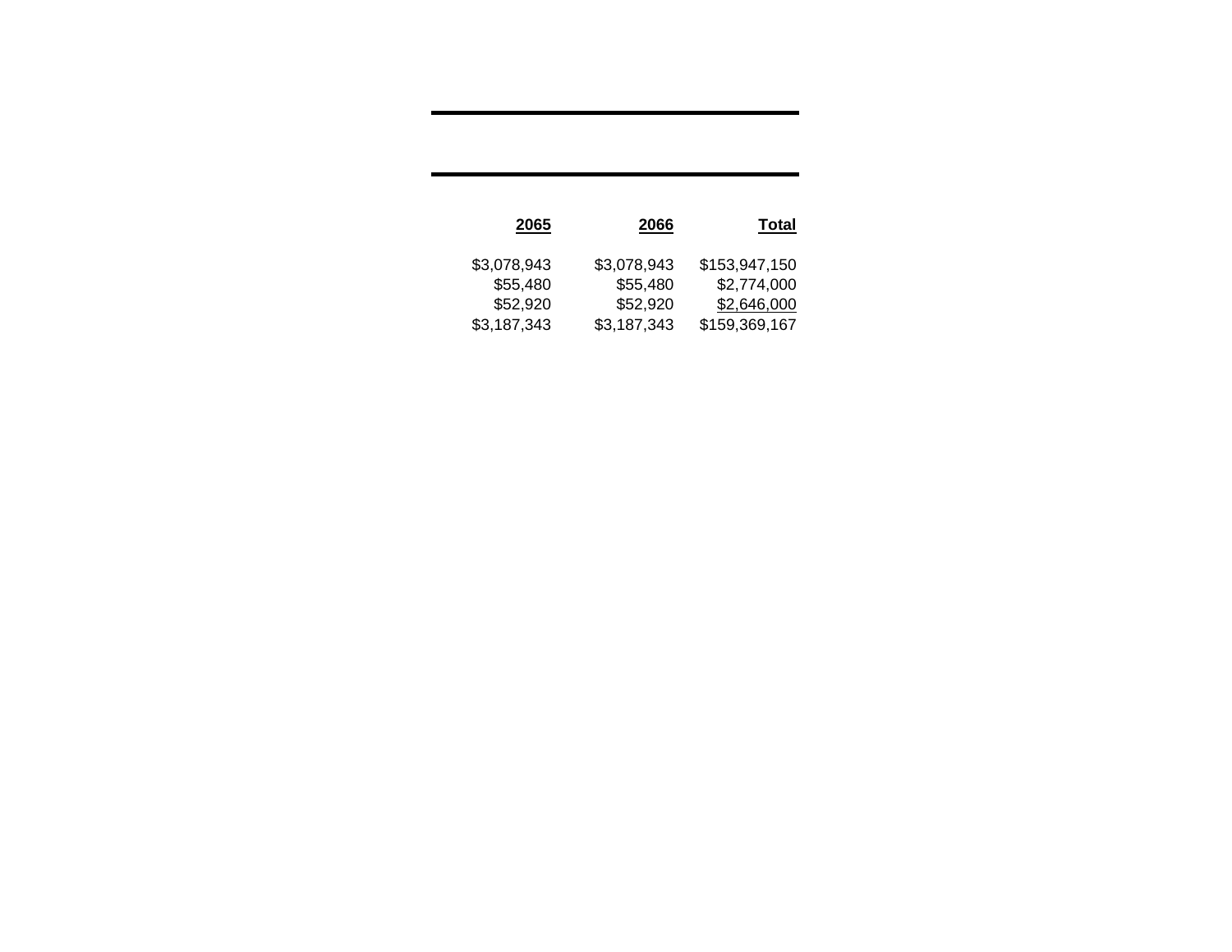| 2065 | 2066 | Total |
|---|---|---|
| $3,078,943 | $3,078,943 | $153,947,150 |
| $55,480 | $55,480 | $2,774,000 |
| $52,920 | $52,920 | $2,646,000 |
| $3,187,343 | $3,187,343 | $159,369,167 |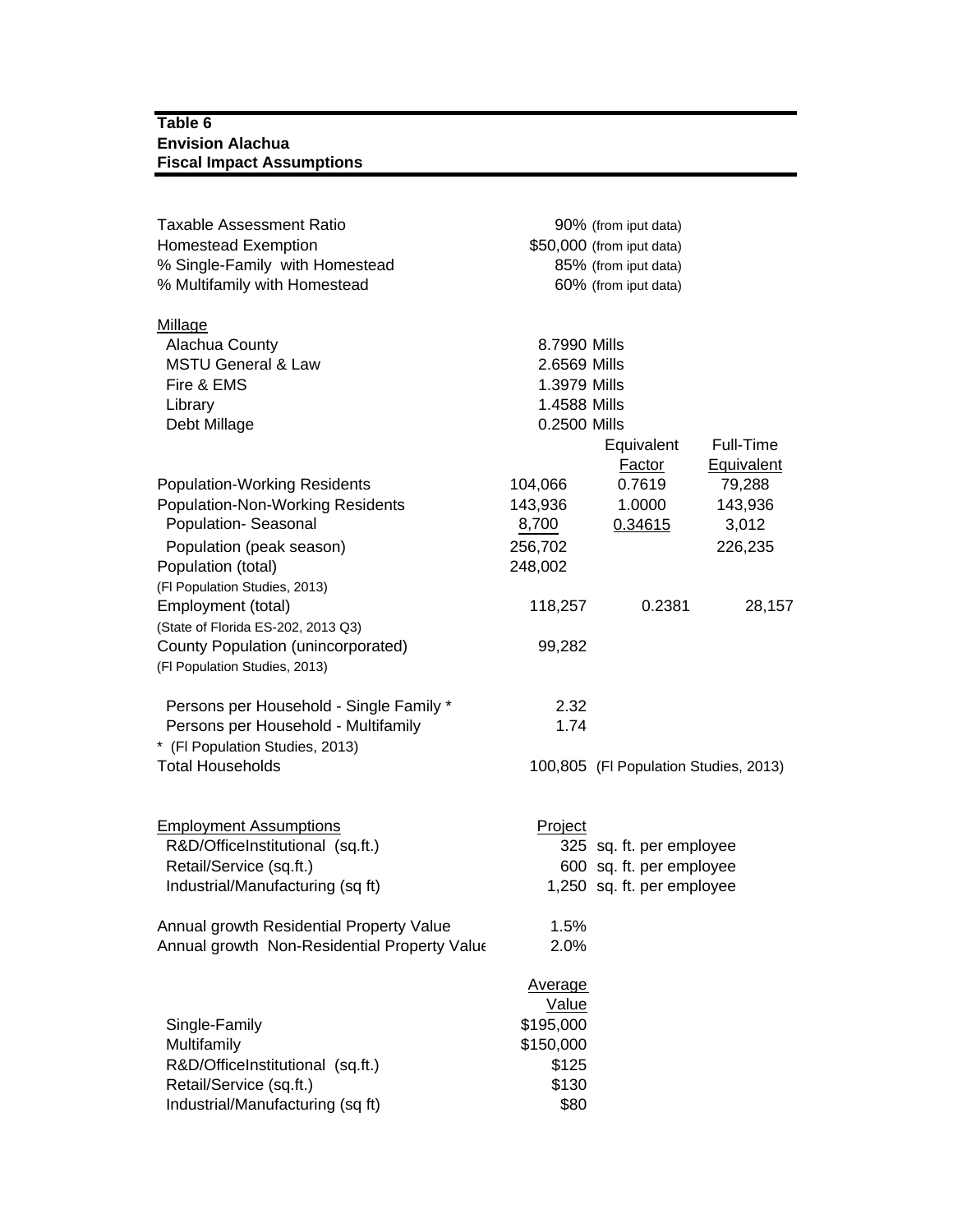**Table 6**
**Envision Alachua**
**Fiscal Impact Assumptions**

| | | | |
|---|---|---|---|
| Taxable Assessment Ratio | 90% (from iput data) | | |
| Homestead Exemption | $50,000 (from iput data) | | |
| % Single-Family with Homestead | 85% (from iput data) | | |
| % Multifamily with Homestead | 60% (from iput data) | | |
| | | | |
| Millage | | | |
| Alachua County | 8.7990 Mills | | |
| MSTU General & Law | 2.6569 Mills | | |
| Fire & EMS | 1.3979 Mills | | |
| Library | 1.4588 Mills | | |
| Debt Millage | 0.2500 Mills | | |
| | | Equivalent Factor | Full-Time Equivalent |
| Population-Working Residents | 104,066 | 0.7619 | 79,288 |
| Population-Non-Working Residents | 143,936 | 1.0000 | 143,936 |
| Population- Seasonal | 8,700 | 0.34615 | 3,012 |
| Population (peak season) | 256,702 | | 226,235 |
| Population (total) (Fl Population Studies, 2013) | 248,002 | | |
| Employment (total) (State of Florida ES-202, 2013 Q3) | 118,257 | 0.2381 | 28,157 |
| County Population (unincorporated) (Fl Population Studies, 2013) | 99,282 | | |
| | | | |
| Persons per Household - Single Family * | 2.32 | | |
| Persons per Household - Multifamily | 1.74 | | |
| * (Fl Population Studies, 2013) | | | |
| Total Households | 100,805 (Fl Population Studies, 2013) | | |
| | | | |
| Employment Assumptions | Project | | |
| R&D/OfficeInstitutional (sq.ft.) | 325 sq. ft. per employee | | |
| Retail/Service (sq.ft.) | 600 sq. ft. per employee | | |
| Industrial/Manufacturing (sq ft) | 1,250 sq. ft. per employee | | |
| | | | |
| Annual growth Residential Property Value | 1.5% | | |
| Annual growth Non-Residential Property Value | 2.0% | | |
| | | | |
| | Average Value | | |
| Single-Family | $195,000 | | |
| Multifamily | $150,000 | | |
| R&D/OfficeInstitutional (sq.ft.) | $125 | | |
| Retail/Service (sq.ft.) | $130 | | |
| Industrial/Manufacturing (sq ft) | $80 | | |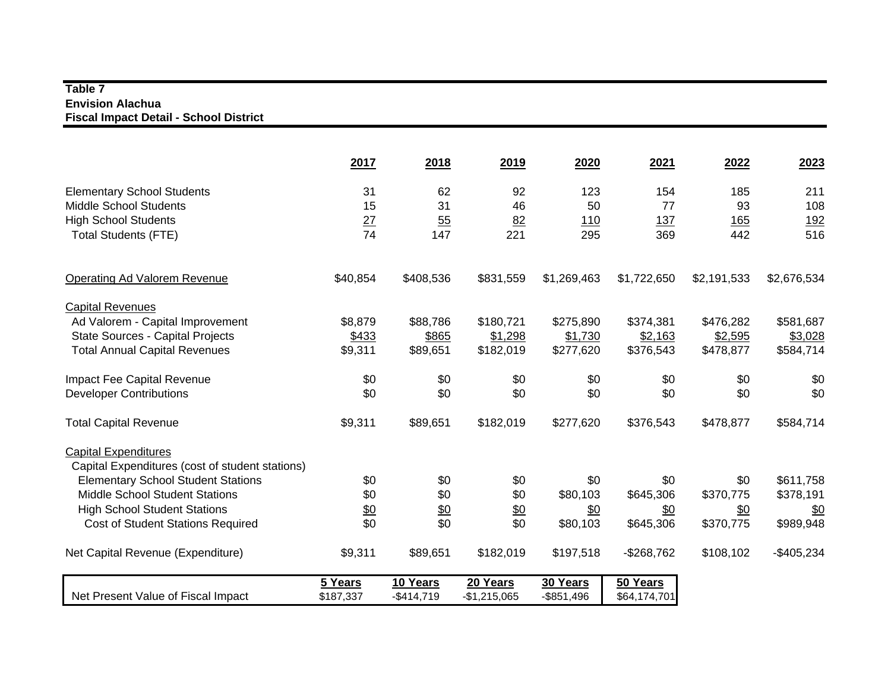**Table 7**
**Envision Alachua**
**Fiscal Impact Detail - School District**

| | 2017 | 2018 | 2019 | 2020 | 2021 | 2022 | 2023 |
|---|---|---|---|---|---|---|---|
| Elementary School Students | 31 | 62 | 92 | 123 | 154 | 185 | 211 |
| Middle School Students | 15 | 31 | 46 | 50 | 77 | 93 | 108 |
| High School Students | 27 | 55 | 82 | 110 | 137 | 165 | 192 |
| Total Students (FTE) | 74 | 147 | 221 | 295 | 369 | 442 | 516 |
| | | | | | | | |
| Operating Ad Valorem Revenue | $40,854 | $408,536 | $831,559 | $1,269,463 | $1,722,650 | $2,191,533 | $2,676,534 |
| | | | | | | | |
| Capital Revenues | | | | | | | |
| Ad Valorem - Capital Improvement | $8,879 | $88,786 | $180,721 | $275,890 | $374,381 | $476,282 | $581,687 |
| State Sources - Capital Projects | $433 | $865 | $1,298 | $1,730 | $2,163 | $2,595 | $3,028 |
| Total Annual Capital Revenues | $9,311 | $89,651 | $182,019 | $277,620 | $376,543 | $478,877 | $584,714 |
| | | | | | | | |
| Impact Fee Capital Revenue | $0 | $0 | $0 | $0 | $0 | $0 | $0 |
| Developer Contributions | $0 | $0 | $0 | $0 | $0 | $0 | $0 |
| | | | | | | | |
| Total Capital Revenue | $9,311 | $89,651 | $182,019 | $277,620 | $376,543 | $478,877 | $584,714 |
| | | | | | | | |
| Capital Expenditures | | | | | | | |
| Capital Expenditures (cost of student stations) | | | | | | | |
| Elementary School Student Stations | $0 | $0 | $0 | $0 | $0 | $0 | $611,758 |
| Middle School Student Stations | $0 | $0 | $0 | $80,103 | $645,306 | $370,775 | $378,191 |
| High School Student Stations | $0 | $0 | $0 | $0 | $0 | $0 | $0 |
| Cost of Student Stations Required | $0 | $0 | $0 | $80,103 | $645,306 | $370,775 | $989,948 |
| | | | | | | | |
| Net Capital Revenue (Expenditure) | $9,311 | $89,651 | $182,019 | $197,518 | -$268,762 | $108,102 | -$405,234 |

| | 5 Years | 10 Years | 20 Years | 30 Years | 50 Years |
|---|---|---|---|---|---|
| Net Present Value of Fiscal Impact | $187,337 | -$414,719 | -$1,215,065 | -$851,496 | $64,174,701 |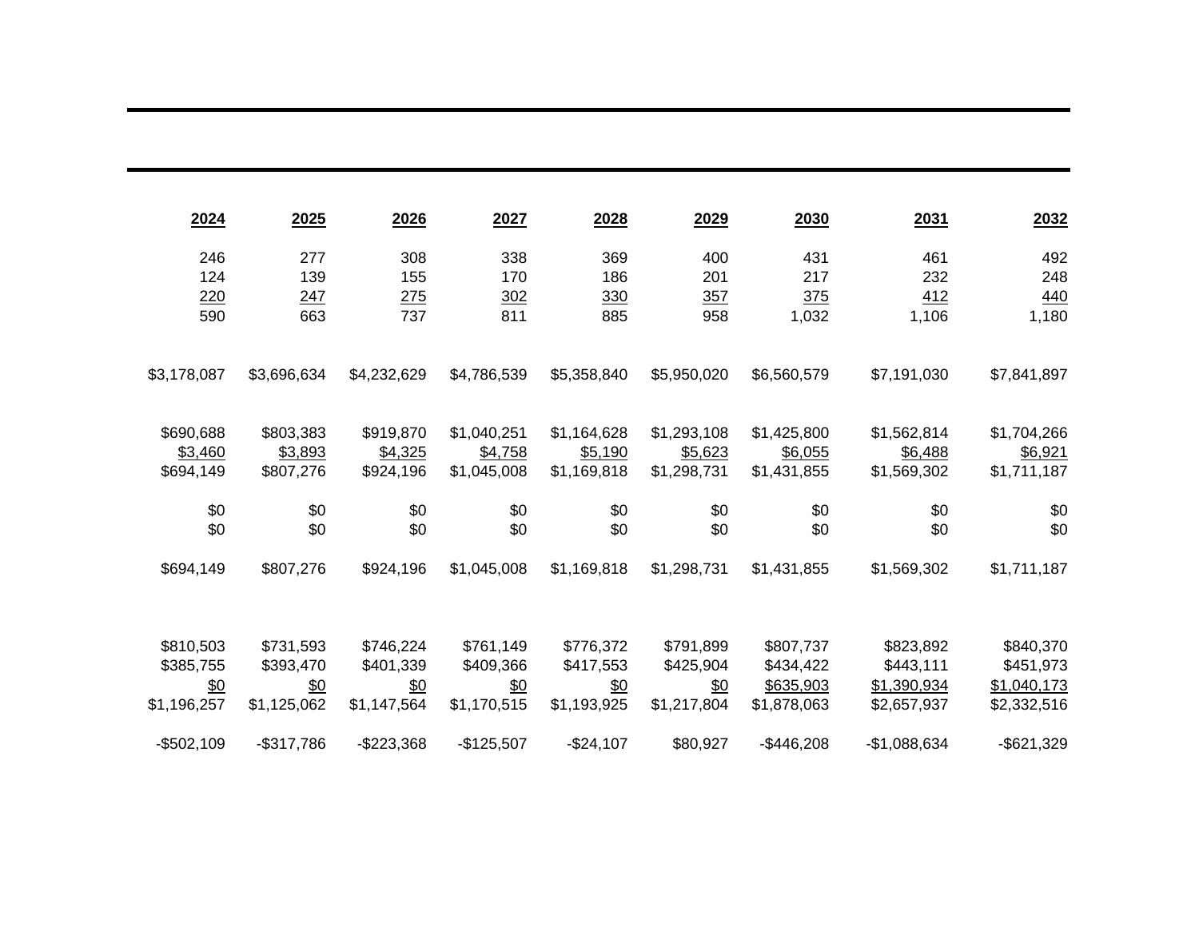| 2024 | 2025 | 2026 | 2027 | 2028 | 2029 | 2030 | 2031 | 2032 |
|---|---|---|---|---|---|---|---|---|
| 246 | 277 | 308 | 338 | 369 | 400 | 431 | 461 | 492 |
| 124 | 139 | 155 | 170 | 186 | 201 | 217 | 232 | 248 |
| 220 | 247 | 275 | 302 | 330 | 357 | 375 | 412 | 440 |
| 590 | 663 | 737 | 811 | 885 | 958 | 1,032 | 1,106 | 1,180 |
| | | | | | | | | |
| $3,178,087 | $3,696,634 | $4,232,629 | $4,786,539 | $5,358,840 | $5,950,020 | $6,560,579 | $7,191,030 | $7,841,897 |
| | | | | | | | | |
| $690,688 | $803,383 | $919,870 | $1,040,251 | $1,164,628 | $1,293,108 | $1,425,800 | $1,562,814 | $1,704,266 |
| $3,460 | $3,893 | $4,325 | $4,758 | $5,190 | $5,623 | $6,055 | $6,488 | $6,921 |
| $694,149 | $807,276 | $924,196 | $1,045,008 | $1,169,818 | $1,298,731 | $1,431,855 | $1,569,302 | $1,711,187 |
| | | | | | | | | |
| $0 | $0 | $0 | $0 | $0 | $0 | $0 | $0 | $0 |
| $0 | $0 | $0 | $0 | $0 | $0 | $0 | $0 | $0 |
| | | | | | | | | |
| $694,149 | $807,276 | $924,196 | $1,045,008 | $1,169,818 | $1,298,731 | $1,431,855 | $1,569,302 | $1,711,187 |
| | | | | | | | | |
| $810,503 | $731,593 | $746,224 | $761,149 | $776,372 | $791,899 | $807,737 | $823,892 | $840,370 |
| $385,755 | $393,470 | $401,339 | $409,366 | $417,553 | $425,904 | $434,422 | $443,111 | $451,973 |
| $0 | $0 | $0 | $0 | $0 | $0 | $635,903 | $1,390,934 | $1,040,173 |
| $1,196,257 | $1,125,062 | $1,147,564 | $1,170,515 | $1,193,925 | $1,217,804 | $1,878,063 | $2,657,937 | $2,332,516 |
| | | | | | | | | |
| -$502,109 | -$317,786 | -$223,368 | -$125,507 | -$24,107 | $80,927 | -$446,208 | -$1,088,634 | -$621,329 |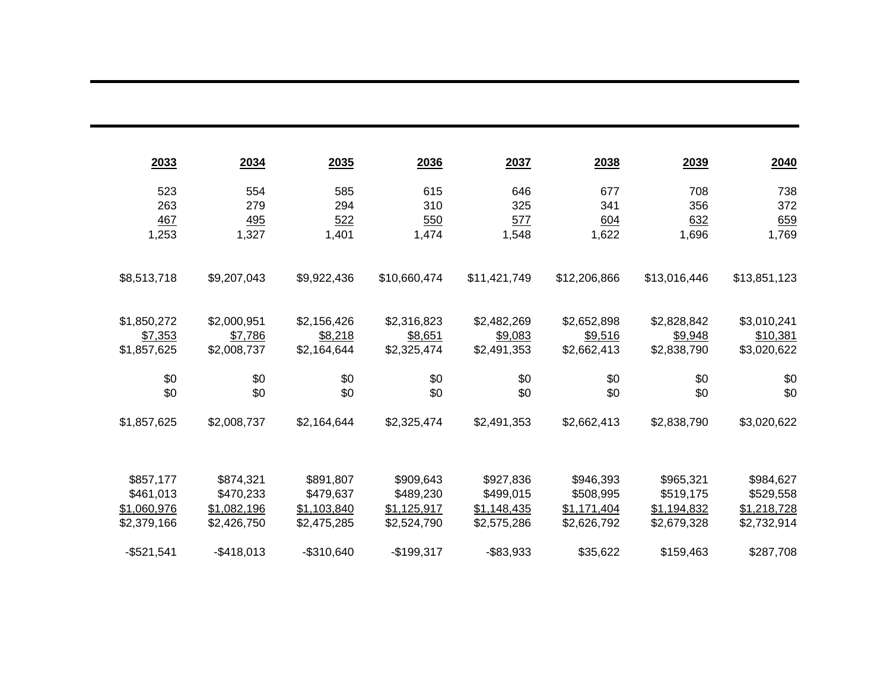| 2033 | 2034 | 2035 | 2036 | 2037 | 2038 | 2039 | 2040 |
|---|---|---|---|---|---|---|---|
| 523 | 554 | 585 | 615 | 646 | 677 | 708 | 738 |
| 263 | 279 | 294 | 310 | 325 | 341 | 356 | 372 |
| 467 | 495 | 522 | 550 | 577 | 604 | 632 | 659 |
| 1,253 | 1,327 | 1,401 | 1,474 | 1,548 | 1,622 | 1,696 | 1,769 |
| | | | | | | | |
| $8,513,718 | $9,207,043 | $9,922,436 | $10,660,474 | $11,421,749 | $12,206,866 | $13,016,446 | $13,851,123 |
| | | | | | | | |
| $1,850,272 | $2,000,951 | $2,156,426 | $2,316,823 | $2,482,269 | $2,652,898 | $2,828,842 | $3,010,241 |
| $7,353 | $7,786 | $8,218 | $8,651 | $9,083 | $9,516 | $9,948 | $10,381 |
| $1,857,625 | $2,008,737 | $2,164,644 | $2,325,474 | $2,491,353 | $2,662,413 | $2,838,790 | $3,020,622 |
| | | | | | | | |
| $0 | $0 | $0 | $0 | $0 | $0 | $0 | $0 |
| $0 | $0 | $0 | $0 | $0 | $0 | $0 | $0 |
| | | | | | | | |
| $1,857,625 | $2,008,737 | $2,164,644 | $2,325,474 | $2,491,353 | $2,662,413 | $2,838,790 | $3,020,622 |
| | | | | | | | |
| $857,177 | $874,321 | $891,807 | $909,643 | $927,836 | $946,393 | $965,321 | $984,627 |
| $461,013 | $470,233 | $479,637 | $489,230 | $499,015 | $508,995 | $519,175 | $529,558 |
| $1,060,976 | $1,082,196 | $1,103,840 | $1,125,917 | $1,148,435 | $1,171,404 | $1,194,832 | $1,218,728 |
| $2,379,166 | $2,426,750 | $2,475,285 | $2,524,790 | $2,575,286 | $2,626,792 | $2,679,328 | $2,732,914 |
| | | | | | | | |
| -$521,541 | -$418,013 | -$310,640 | -$199,317 | -$83,933 | $35,622 | $159,463 | $287,708 |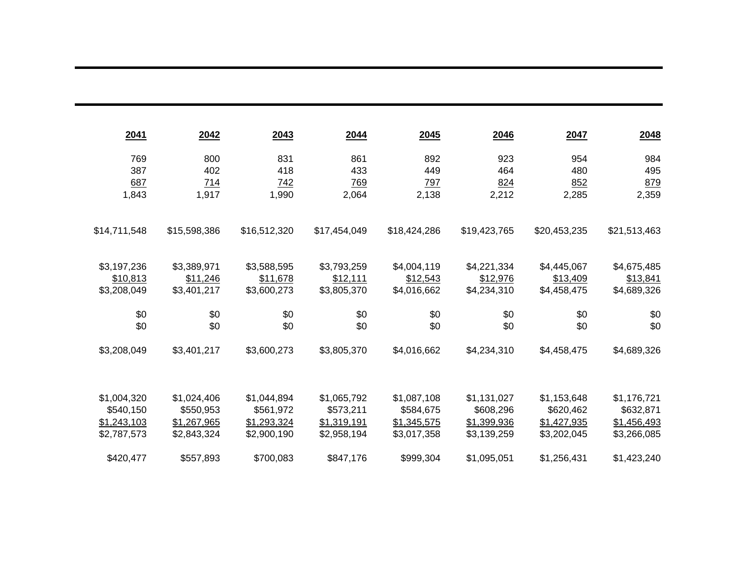| 2041 | 2042 | 2043 | 2044 | 2045 | 2046 | 2047 | 2048 |
|---|---|---|---|---|---|---|---|
| 769 | 800 | 831 | 861 | 892 | 923 | 954 | 984 |
| 387 | 402 | 418 | 433 | 449 | 464 | 480 | 495 |
| 687 | 714 | 742 | 769 | 797 | 824 | 852 | 879 |
| 1,843 | 1,917 | 1,990 | 2,064 | 2,138 | 2,212 | 2,285 | 2,359 |
| | | | | | | | |
| $14,711,548 | $15,598,386 | $16,512,320 | $17,454,049 | $18,424,286 | $19,423,765 | $20,453,235 | $21,513,463 |
| | | | | | | | |
| $3,197,236 | $3,389,971 | $3,588,595 | $3,793,259 | $4,004,119 | $4,221,334 | $4,445,067 | $4,675,485 |
| $10,813 | $11,246 | $11,678 | $12,111 | $12,543 | $12,976 | $13,409 | $13,841 |
| $3,208,049 | $3,401,217 | $3,600,273 | $3,805,370 | $4,016,662 | $4,234,310 | $4,458,475 | $4,689,326 |
| | | | | | | | |
| $0 | $0 | $0 | $0 | $0 | $0 | $0 | $0 |
| $0 | $0 | $0 | $0 | $0 | $0 | $0 | $0 |
| | | | | | | | |
| $3,208,049 | $3,401,217 | $3,600,273 | $3,805,370 | $4,016,662 | $4,234,310 | $4,458,475 | $4,689,326 |
| | | | | | | | |
| $1,004,320 | $1,024,406 | $1,044,894 | $1,065,792 | $1,087,108 | $1,131,027 | $1,153,648 | $1,176,721 |
| $540,150 | $550,953 | $561,972 | $573,211 | $584,675 | $608,296 | $620,462 | $632,871 |
| $1,243,103 | $1,267,965 | $1,293,324 | $1,319,191 | $1,345,575 | $1,399,936 | $1,427,935 | $1,456,493 |
| $2,787,573 | $2,843,324 | $2,900,190 | $2,958,194 | $3,017,358 | $3,139,259 | $3,202,045 | $3,266,085 |
| | | | | | | | |
| $420,477 | $557,893 | $700,083 | $847,176 | $999,304 | $1,095,051 | $1,256,431 | $1,423,240 |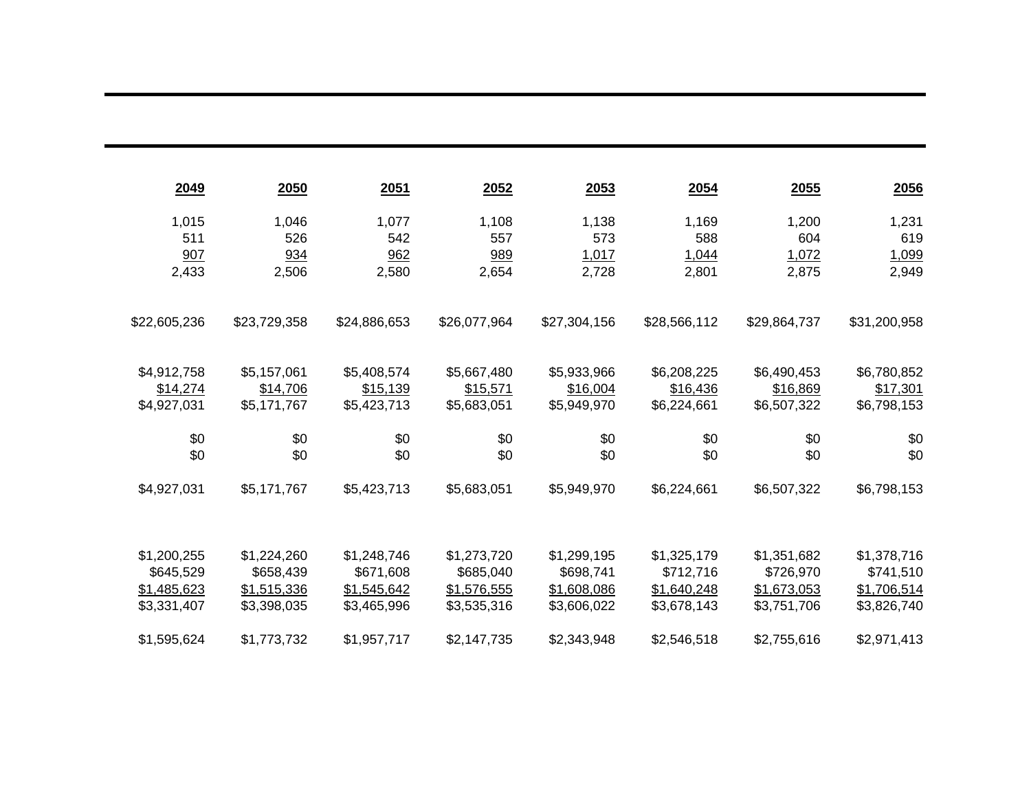| 2049 | 2050 | 2051 | 2052 | 2053 | 2054 | 2055 | 2056 |
|---|---|---|---|---|---|---|---|
| 1,015 | 1,046 | 1,077 | 1,108 | 1,138 | 1,169 | 1,200 | 1,231 |
| 511 | 526 | 542 | 557 | 573 | 588 | 604 | 619 |
| 907 | 934 | 962 | 989 | 1,017 | 1,044 | 1,072 | 1,099 |
| 2,433 | 2,506 | 2,580 | 2,654 | 2,728 | 2,801 | 2,875 | 2,949 |
| | | | | | | | |
| $22,605,236 | $23,729,358 | $24,886,653 | $26,077,964 | $27,304,156 | $28,566,112 | $29,864,737 | $31,200,958 |
| | | | | | | | |
| $4,912,758 | $5,157,061 | $5,408,574 | $5,667,480 | $5,933,966 | $6,208,225 | $6,490,453 | $6,780,852 |
| $14,274 | $14,706 | $15,139 | $15,571 | $16,004 | $16,436 | $16,869 | $17,301 |
| $4,927,031 | $5,171,767 | $5,423,713 | $5,683,051 | $5,949,970 | $6,224,661 | $6,507,322 | $6,798,153 |
| | | | | | | | |
| $0 | $0 | $0 | $0 | $0 | $0 | $0 | $0 |
| $0 | $0 | $0 | $0 | $0 | $0 | $0 | $0 |
| | | | | | | | |
| $4,927,031 | $5,171,767 | $5,423,713 | $5,683,051 | $5,949,970 | $6,224,661 | $6,507,322 | $6,798,153 |
| | | | | | | | |
| $1,200,255 | $1,224,260 | $1,248,746 | $1,273,720 | $1,299,195 | $1,325,179 | $1,351,682 | $1,378,716 |
| $645,529 | $658,439 | $671,608 | $685,040 | $698,741 | $712,716 | $726,970 | $741,510 |
| $1,485,623 | $1,515,336 | $1,545,642 | $1,576,555 | $1,608,086 | $1,640,248 | $1,673,053 | $1,706,514 |
| $3,331,407 | $3,398,035 | $3,465,996 | $3,535,316 | $3,606,022 | $3,678,143 | $3,751,706 | $3,826,740 |
| | | | | | | | |
| $1,595,624 | $1,773,732 | $1,957,717 | $2,147,735 | $2,343,948 | $2,546,518 | $2,755,616 | $2,971,413 |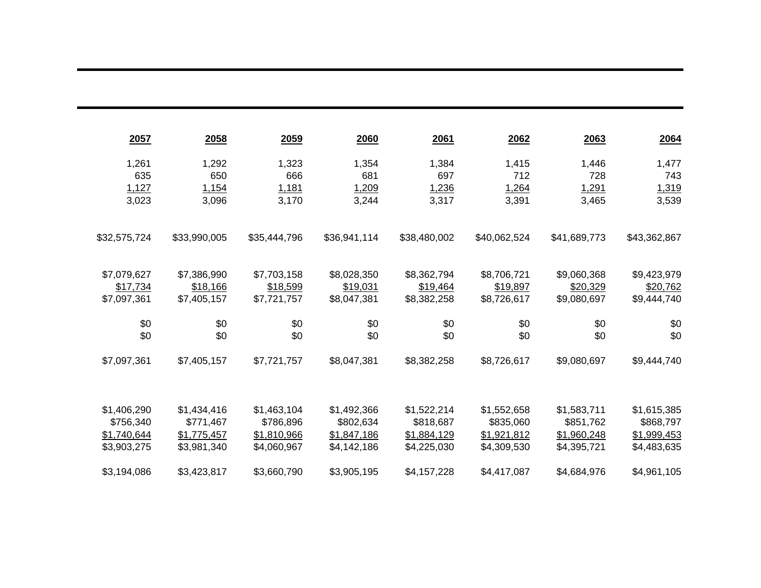| 2057 | 2058 | 2059 | 2060 | 2061 | 2062 | 2063 | 2064 |
|---|---|---|---|---|---|---|---|
| 1,261 | 1,292 | 1,323 | 1,354 | 1,384 | 1,415 | 1,446 | 1,477 |
| 635 | 650 | 666 | 681 | 697 | 712 | 728 | 743 |
| 1,127 | 1,154 | 1,181 | 1,209 | 1,236 | 1,264 | 1,291 | 1,319 |
| 3,023 | 3,096 | 3,170 | 3,244 | 3,317 | 3,391 | 3,465 | 3,539 |
| | | | | | | | |
| $32,575,724 | $33,990,005 | $35,444,796 | $36,941,114 | $38,480,002 | $40,062,524 | $41,689,773 | $43,362,867 |
| | | | | | | | |
| $7,079,627 | $7,386,990 | $7,703,158 | $8,028,350 | $8,362,794 | $8,706,721 | $9,060,368 | $9,423,979 |
| $17,734 | $18,166 | $18,599 | $19,031 | $19,464 | $19,897 | $20,329 | $20,762 |
| $7,097,361 | $7,405,157 | $7,721,757 | $8,047,381 | $8,382,258 | $8,726,617 | $9,080,697 | $9,444,740 |
| | | | | | | | |
| $0 | $0 | $0 | $0 | $0 | $0 | $0 | $0 |
| $0 | $0 | $0 | $0 | $0 | $0 | $0 | $0 |
| | | | | | | | |
| $7,097,361 | $7,405,157 | $7,721,757 | $8,047,381 | $8,382,258 | $8,726,617 | $9,080,697 | $9,444,740 |
| | | | | | | | |
| $1,406,290 | $1,434,416 | $1,463,104 | $1,492,366 | $1,522,214 | $1,552,658 | $1,583,711 | $1,615,385 |
| $756,340 | $771,467 | $786,896 | $802,634 | $818,687 | $835,060 | $851,762 | $868,797 |
| $1,740,644 | $1,775,457 | $1,810,966 | $1,847,186 | $1,884,129 | $1,921,812 | $1,960,248 | $1,999,453 |
| $3,903,275 | $3,981,340 | $4,060,967 | $4,142,186 | $4,225,030 | $4,309,530 | $4,395,721 | $4,483,635 |
| | | | | | | | |
| $3,194,086 | $3,423,817 | $3,660,790 | $3,905,195 | $4,157,228 | $4,417,087 | $4,684,976 | $4,961,105 |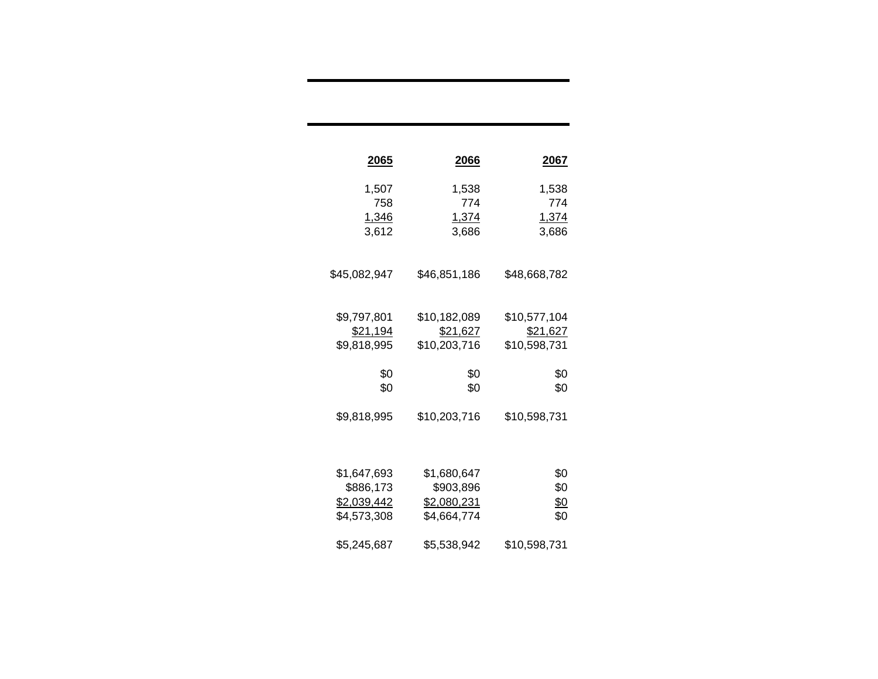| 2065 | 2066 | 2067 |
|---:|---:|---:|
| 1,507 | 1,538 | 1,538 |
| 758 | 774 | 774 |
| 1,346 | 1,374 | 1,374 |
| 3,612 | 3,686 | 3,686 |
| | | |
| $45,082,947 | $46,851,186 | $48,668,782 |
| | | |
| $9,797,801 | $10,182,089 | $10,577,104 |
| $21,194 | $21,627 | $21,627 |
| $9,818,995 | $10,203,716 | $10,598,731 |
| | | |
| $0 | $0 | $0 |
| $0 | $0 | $0 |
| | | |
| $9,818,995 | $10,203,716 | $10,598,731 |
| | | |
| $1,647,693 | $1,680,647 | $0 |
| $886,173 | $903,896 | $0 |
| $2,039,442 | $2,080,231 | $0 |
| $4,573,308 | $4,664,774 | $0 |
| | | |
| $5,245,687 | $5,538,942 | $10,598,731 |